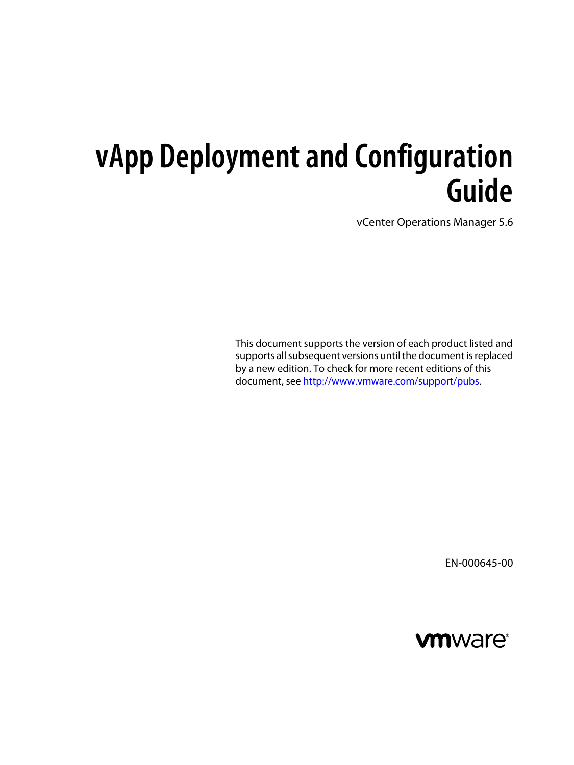# vApp Deployment and Configuration Guide

vCenter Operations Manager 5.6

This document supports the version of each product listed and supports all subsequent versions until the document is replaced by a new edition. To check for more recent editions of this document, see http://www.vmware.com/support/pubs.

EN-000645-00

vmware®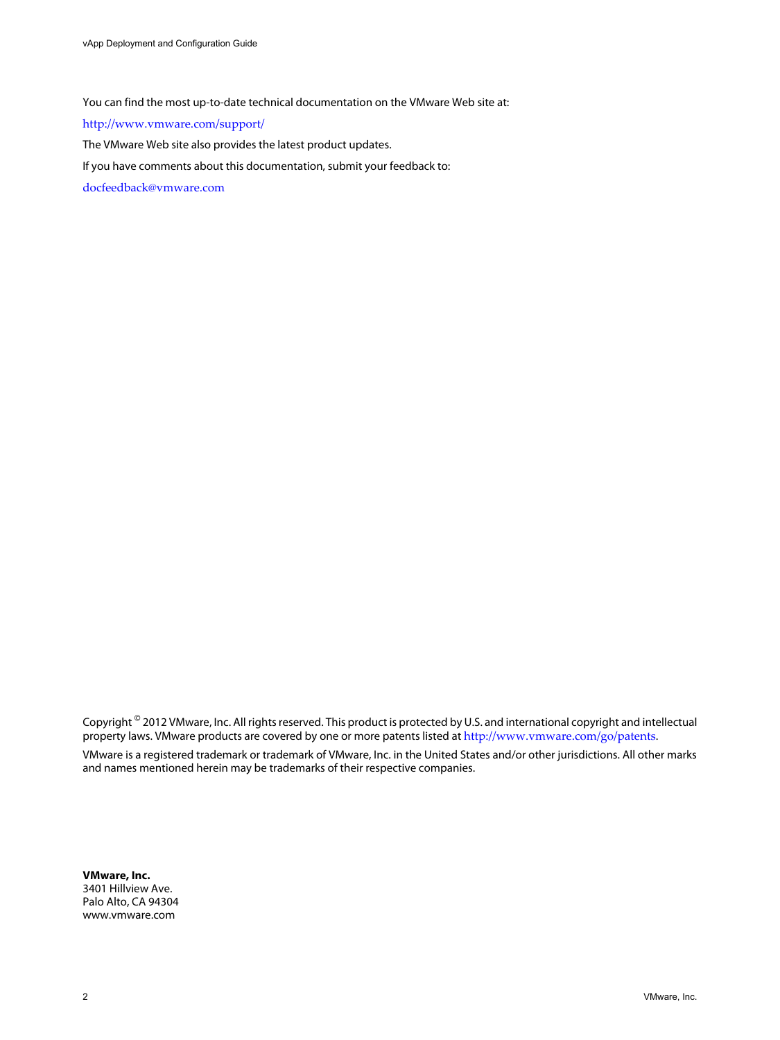You can find the most up-to-date technical documentation on the VMware Web site at:

http://www.vmware.com/support/

The VMware Web site also provides the latest product updates.

If you have comments about this documentation, submit your feedback to:

docfeedback@vmware.com

Copyright © 2012 VMware, Inc. All rights reserved. This product is protected by U.S. and international copyright and intellectual property laws. VMware products are covered by one or more patents listed at http://www.vmware.com/go/patents.

VMware is a registered trademark or trademark of VMware, Inc. in the United States and/or other jurisdictions. All other marks and names mentioned herein may be trademarks of their respective companies.

**VMware, Inc.**
3401 Hillview Ave.
Palo Alto, CA 94304
www.vmware.com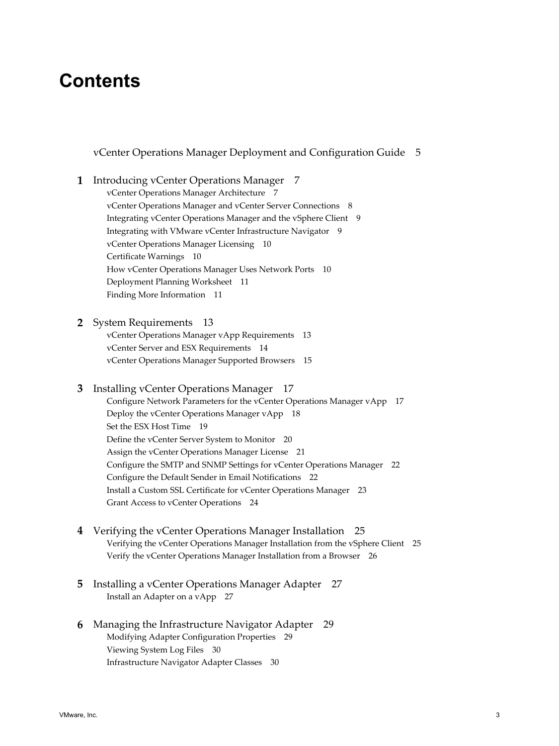# Contents

vCenter Operations Manager Deployment and Configuration Guide 5

**1** Introducing vCenter Operations Manager 7

- vCenter Operations Manager Architecture 7
- vCenter Operations Manager and vCenter Server Connections 8
- Integrating vCenter Operations Manager and the vSphere Client 9
- Integrating with VMware vCenter Infrastructure Navigator 9
- vCenter Operations Manager Licensing 10
- Certificate Warnings 10
- How vCenter Operations Manager Uses Network Ports 10
- Deployment Planning Worksheet 11
- Finding More Information 11

**2** System Requirements 13

- vCenter Operations Manager vApp Requirements 13
- vCenter Server and ESX Requirements 14
- vCenter Operations Manager Supported Browsers 15

**3** Installing vCenter Operations Manager 17

- Configure Network Parameters for the vCenter Operations Manager vApp 17
- Deploy the vCenter Operations Manager vApp 18
- Set the ESX Host Time 19
- Define the vCenter Server System to Monitor 20
- Assign the vCenter Operations Manager License 21
- Configure the SMTP and SNMP Settings for vCenter Operations Manager 22
- Configure the Default Sender in Email Notifications 22
- Install a Custom SSL Certificate for vCenter Operations Manager 23
- Grant Access to vCenter Operations 24

**4** Verifying the vCenter Operations Manager Installation 25

- Verifying the vCenter Operations Manager Installation from the vSphere Client 25
- Verify the vCenter Operations Manager Installation from a Browser 26

**5** Installing a vCenter Operations Manager Adapter 27

- Install an Adapter on a vApp 27

**6** Managing the Infrastructure Navigator Adapter 29

- Modifying Adapter Configuration Properties 29
- Viewing System Log Files 30
- Infrastructure Navigator Adapter Classes 30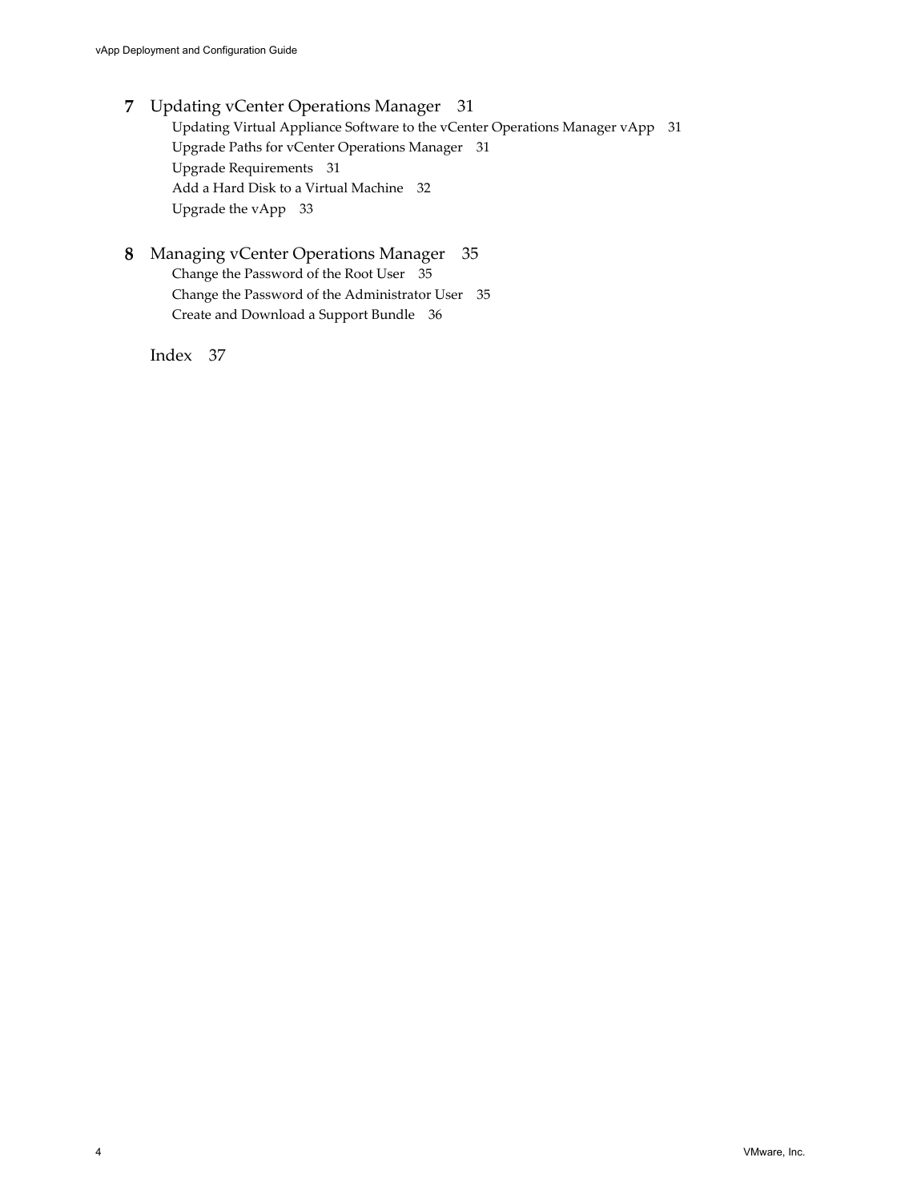**7** Updating vCenter Operations Manager 31

- Updating Virtual Appliance Software to the vCenter Operations Manager vApp 31
- Upgrade Paths for vCenter Operations Manager 31
- Upgrade Requirements 31
- Add a Hard Disk to a Virtual Machine 32
- Upgrade the vApp 33

**8** Managing vCenter Operations Manager 35

- Change the Password of the Root User 35
- Change the Password of the Administrator User 35
- Create and Download a Support Bundle 36

Index 37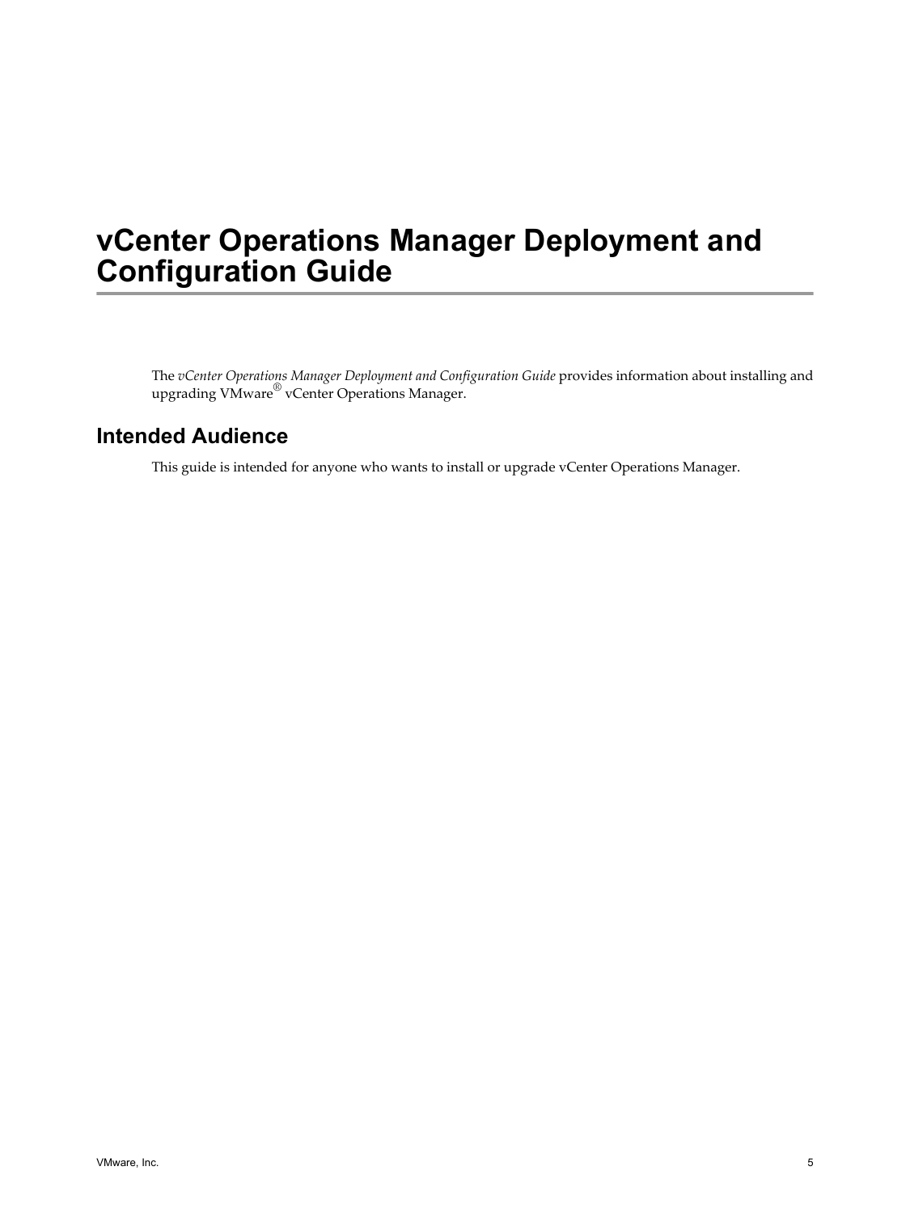# vCenter Operations Manager Deployment and Configuration Guide

The *vCenter Operations Manager Deployment and Configuration Guide* provides information about installing and upgrading VMware® vCenter Operations Manager.

## Intended Audience

This guide is intended for anyone who wants to install or upgrade vCenter Operations Manager.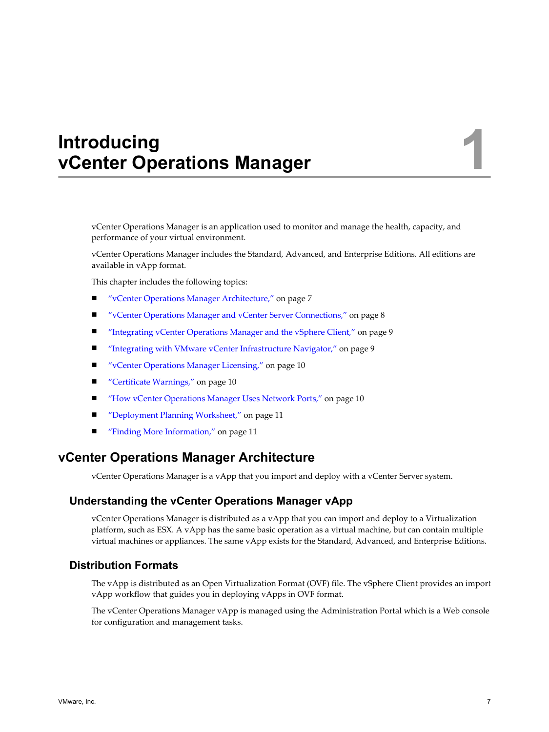# Introducing vCenter Operations Manager

1

vCenter Operations Manager is an application used to monitor and manage the health, capacity, and performance of your virtual environment.

vCenter Operations Manager includes the Standard, Advanced, and Enterprise Editions. All editions are available in vApp format.

This chapter includes the following topics:

- "vCenter Operations Manager Architecture," on page 7
- "vCenter Operations Manager and vCenter Server Connections," on page 8
- "Integrating vCenter Operations Manager and the vSphere Client," on page 9
- "Integrating with VMware vCenter Infrastructure Navigator," on page 9
- "vCenter Operations Manager Licensing," on page 10
- "Certificate Warnings," on page 10
- "How vCenter Operations Manager Uses Network Ports," on page 10
- "Deployment Planning Worksheet," on page 11
- "Finding More Information," on page 11

## vCenter Operations Manager Architecture

vCenter Operations Manager is a vApp that you import and deploy with a vCenter Server system.

### Understanding the vCenter Operations Manager vApp

vCenter Operations Manager is distributed as a vApp that you can import and deploy to a Virtualization platform, such as ESX. A vApp has the same basic operation as a virtual machine, but can contain multiple virtual machines or appliances. The same vApp exists for the Standard, Advanced, and Enterprise Editions.

### Distribution Formats

The vApp is distributed as an Open Virtualization Format (OVF) file. The vSphere Client provides an import vApp workflow that guides you in deploying vApps in OVF format.

The vCenter Operations Manager vApp is managed using the Administration Portal which is a Web console for configuration and management tasks.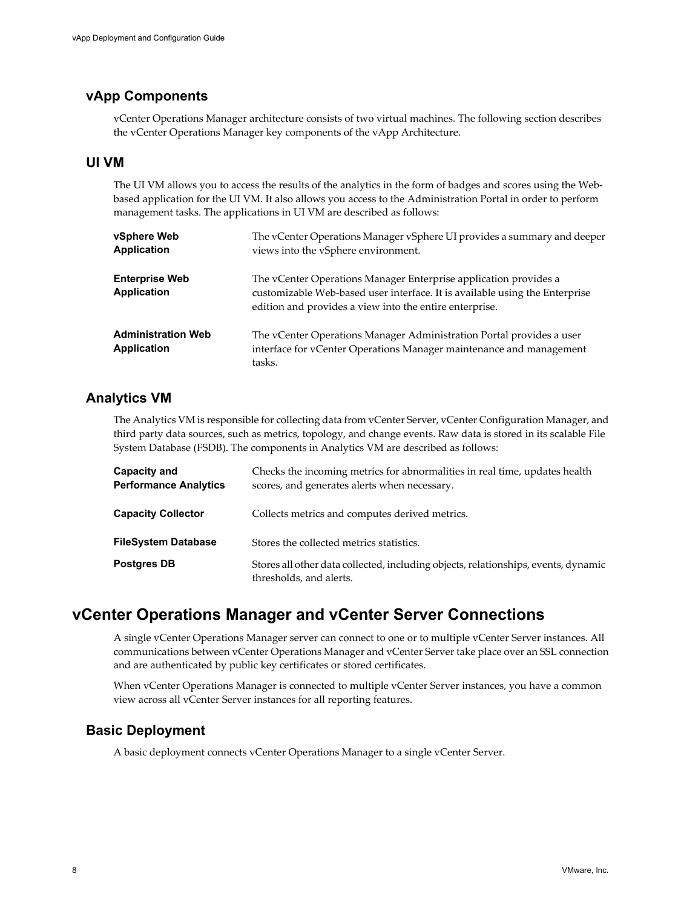## vApp Components

vCenter Operations Manager architecture consists of two virtual machines. The following section describes the vCenter Operations Manager key components of the vApp Architecture.

### UI VM

The UI VM allows you to access the results of the analytics in the form of badges and scores using the Web-based application for the UI VM. It also allows you access to the Administration Portal in order to perform management tasks. The applications in UI VM are described as follows:

| | |
|---|---|
| **vSphere Web Application** | The vCenter Operations Manager vSphere UI provides a summary and deeper views into the vSphere environment. |
| **Enterprise Web Application** | The vCenter Operations Manager Enterprise application provides a customizable Web-based user interface. It is available using the Enterprise edition and provides a view into the entire enterprise. |
| **Administration Web Application** | The vCenter Operations Manager Administration Portal provides a user interface for vCenter Operations Manager maintenance and management tasks. |

### Analytics VM

The Analytics VM is responsible for collecting data from vCenter Server, vCenter Configuration Manager, and third party data sources, such as metrics, topology, and change events. Raw data is stored in its scalable File System Database (FSDB). The components in Analytics VM are described as follows:

| | |
|---|---|
| **Capacity and Performance Analytics** | Checks the incoming metrics for abnormalities in real time, updates health scores, and generates alerts when necessary. |
| **Capacity Collector** | Collects metrics and computes derived metrics. |
| **FileSystem Database** | Stores the collected metrics statistics. |
| **Postgres DB** | Stores all other data collected, including objects, relationships, events, dynamic thresholds, and alerts. |

# vCenter Operations Manager and vCenter Server Connections

A single vCenter Operations Manager server can connect to one or to multiple vCenter Server instances. All communications between vCenter Operations Manager and vCenter Server take place over an SSL connection and are authenticated by public key certificates or stored certificates.

When vCenter Operations Manager is connected to multiple vCenter Server instances, you have a common view across all vCenter Server instances for all reporting features.

## Basic Deployment

A basic deployment connects vCenter Operations Manager to a single vCenter Server.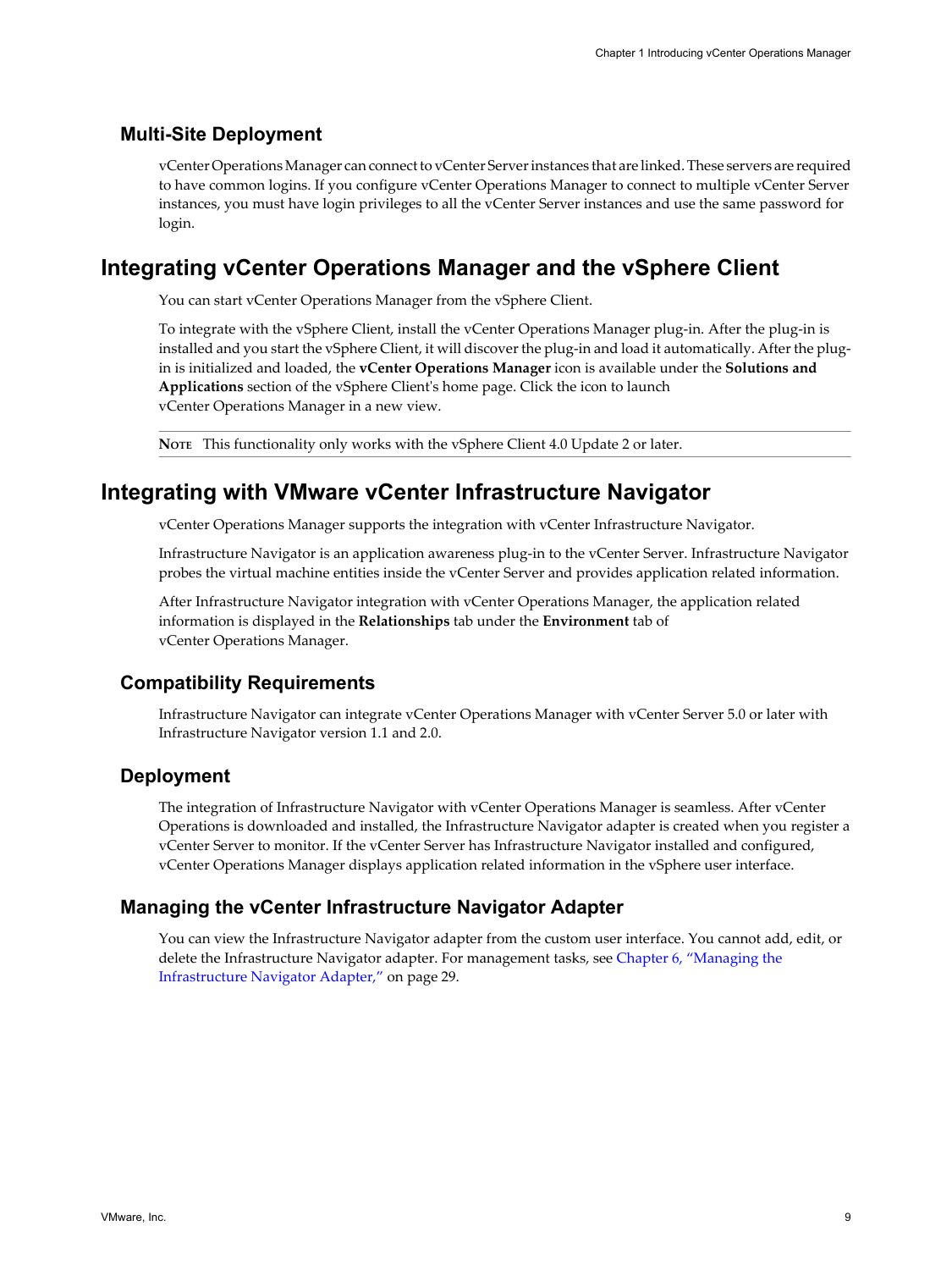### Multi-Site Deployment

vCenter Operations Manager can connect to vCenter Server instances that are linked. These servers are required to have common logins. If you configure vCenter Operations Manager to connect to multiple vCenter Server instances, you must have login privileges to all the vCenter Server instances and use the same password for login.

## Integrating vCenter Operations Manager and the vSphere Client

You can start vCenter Operations Manager from the vSphere Client.

To integrate with the vSphere Client, install the vCenter Operations Manager plug-in. After the plug-in is installed and you start the vSphere Client, it will discover the plug-in and load it automatically. After the plug-in is initialized and loaded, the **vCenter Operations Manager** icon is available under the **Solutions and Applications** section of the vSphere Client's home page. Click the icon to launch vCenter Operations Manager in a new view.

**NOTE** This functionality only works with the vSphere Client 4.0 Update 2 or later.

## Integrating with VMware vCenter Infrastructure Navigator

vCenter Operations Manager supports the integration with vCenter Infrastructure Navigator.

Infrastructure Navigator is an application awareness plug-in to the vCenter Server. Infrastructure Navigator probes the virtual machine entities inside the vCenter Server and provides application related information.

After Infrastructure Navigator integration with vCenter Operations Manager, the application related information is displayed in the **Relationships** tab under the **Environment** tab of vCenter Operations Manager.

### Compatibility Requirements

Infrastructure Navigator can integrate vCenter Operations Manager with vCenter Server 5.0 or later with Infrastructure Navigator version 1.1 and 2.0.

### Deployment

The integration of Infrastructure Navigator with vCenter Operations Manager is seamless. After vCenter Operations is downloaded and installed, the Infrastructure Navigator adapter is created when you register a vCenter Server to monitor. If the vCenter Server has Infrastructure Navigator installed and configured, vCenter Operations Manager displays application related information in the vSphere user interface.

### Managing the vCenter Infrastructure Navigator Adapter

You can view the Infrastructure Navigator adapter from the custom user interface. You cannot add, edit, or delete the Infrastructure Navigator adapter. For management tasks, see Chapter 6, "Managing the Infrastructure Navigator Adapter," on page 29.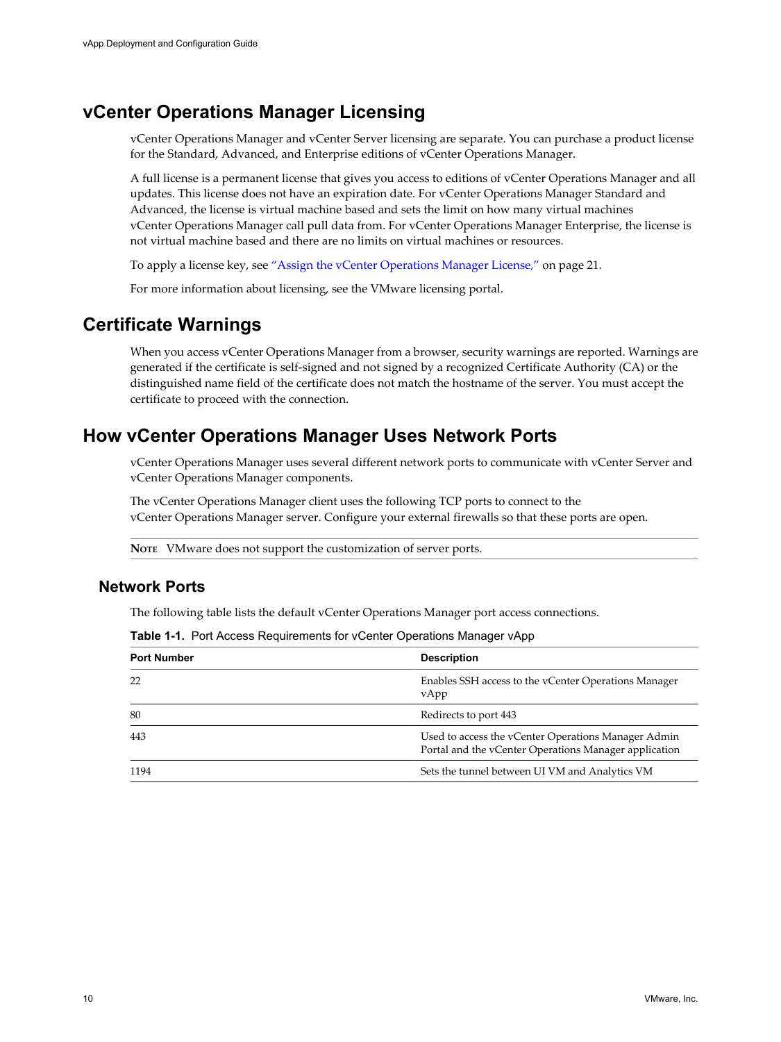## vCenter Operations Manager Licensing

vCenter Operations Manager and vCenter Server licensing are separate. You can purchase a product license for the Standard, Advanced, and Enterprise editions of vCenter Operations Manager.

A full license is a permanent license that gives you access to editions of vCenter Operations Manager and all updates. This license does not have an expiration date. For vCenter Operations Manager Standard and Advanced, the license is virtual machine based and sets the limit on how many virtual machines vCenter Operations Manager call pull data from. For vCenter Operations Manager Enterprise, the license is not virtual machine based and there are no limits on virtual machines or resources.

To apply a license key, see "Assign the vCenter Operations Manager License," on page 21.

For more information about licensing, see the VMware licensing portal.

## Certificate Warnings

When you access vCenter Operations Manager from a browser, security warnings are reported. Warnings are generated if the certificate is self-signed and not signed by a recognized Certificate Authority (CA) or the distinguished name field of the certificate does not match the hostname of the server. You must accept the certificate to proceed with the connection.

## How vCenter Operations Manager Uses Network Ports

vCenter Operations Manager uses several different network ports to communicate with vCenter Server and vCenter Operations Manager components.

The vCenter Operations Manager client uses the following TCP ports to connect to the vCenter Operations Manager server. Configure your external firewalls so that these ports are open.

**NOTE** VMware does not support the customization of server ports.

### Network Ports

The following table lists the default vCenter Operations Manager port access connections.

**Table 1-1.** Port Access Requirements for vCenter Operations Manager vApp

| Port Number | Description |
|---|---|
| 22 | Enables SSH access to the vCenter Operations Manager vApp |
| 80 | Redirects to port 443 |
| 443 | Used to access the vCenter Operations Manager Admin Portal and the vCenter Operations Manager application |
| 1194 | Sets the tunnel between UI VM and Analytics VM |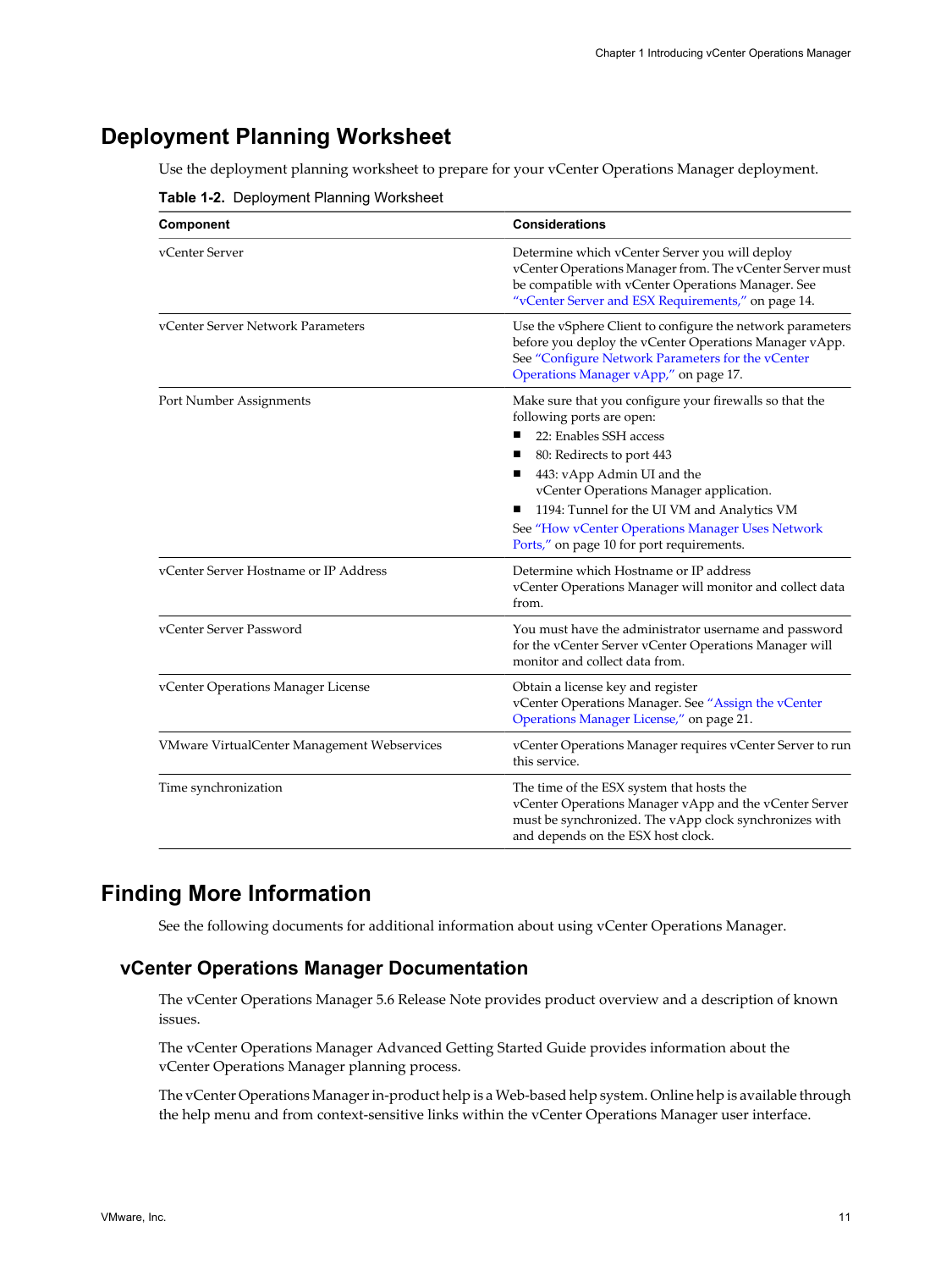## Deployment Planning Worksheet

Use the deployment planning worksheet to prepare for your vCenter Operations Manager deployment.

**Table 1-2.** Deployment Planning Worksheet

| Component | Considerations |
|---|---|
| vCenter Server | Determine which vCenter Server you will deploy vCenter Operations Manager from. The vCenter Server must be compatible with vCenter Operations Manager. See "vCenter Server and ESX Requirements," on page 14. |
| vCenter Server Network Parameters | Use the vSphere Client to configure the network parameters before you deploy the vCenter Operations Manager vApp. See "Configure Network Parameters for the vCenter Operations Manager vApp," on page 17. |
| Port Number Assignments | Make sure that you configure your firewalls so that the following ports are open:<br>■ 22: Enables SSH access<br>■ 80: Redirects to port 443<br>■ 443: vApp Admin UI and the vCenter Operations Manager application.<br>■ 1194: Tunnel for the UI VM and Analytics VM<br>See "How vCenter Operations Manager Uses Network Ports," on page 10 for port requirements. |
| vCenter Server Hostname or IP Address | Determine which Hostname or IP address vCenter Operations Manager will monitor and collect data from. |
| vCenter Server Password | You must have the administrator username and password for the vCenter Server vCenter Operations Manager will monitor and collect data from. |
| vCenter Operations Manager License | Obtain a license key and register vCenter Operations Manager. See "Assign the vCenter Operations Manager License," on page 21. |
| VMware VirtualCenter Management Webservices | vCenter Operations Manager requires vCenter Server to run this service. |
| Time synchronization | The time of the ESX system that hosts the vCenter Operations Manager vApp and the vCenter Server must be synchronized. The vApp clock synchronizes with and depends on the ESX host clock. |

## Finding More Information

See the following documents for additional information about using vCenter Operations Manager.

### vCenter Operations Manager Documentation

The vCenter Operations Manager 5.6 Release Note provides product overview and a description of known issues.

The vCenter Operations Manager Advanced Getting Started Guide provides information about the vCenter Operations Manager planning process.

The vCenter Operations Manager in-product help is a Web-based help system. Online help is available through the help menu and from context-sensitive links within the vCenter Operations Manager user interface.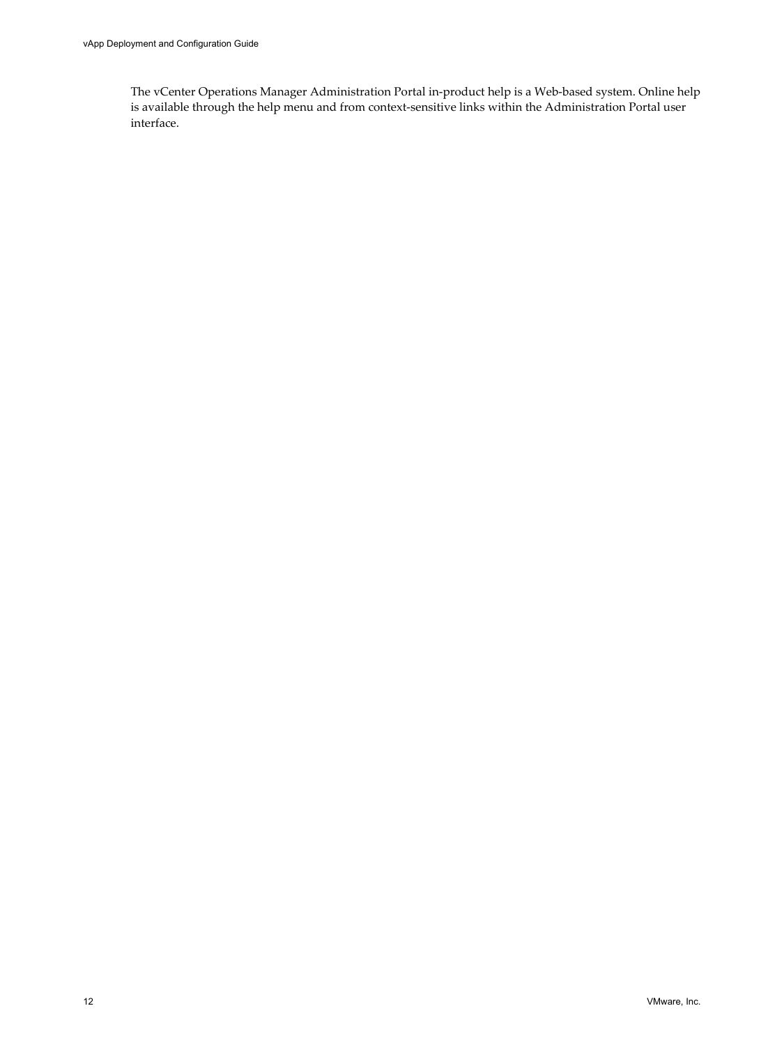The vCenter Operations Manager Administration Portal in-product help is a Web-based system. Online help is available through the help menu and from context-sensitive links within the Administration Portal user interface.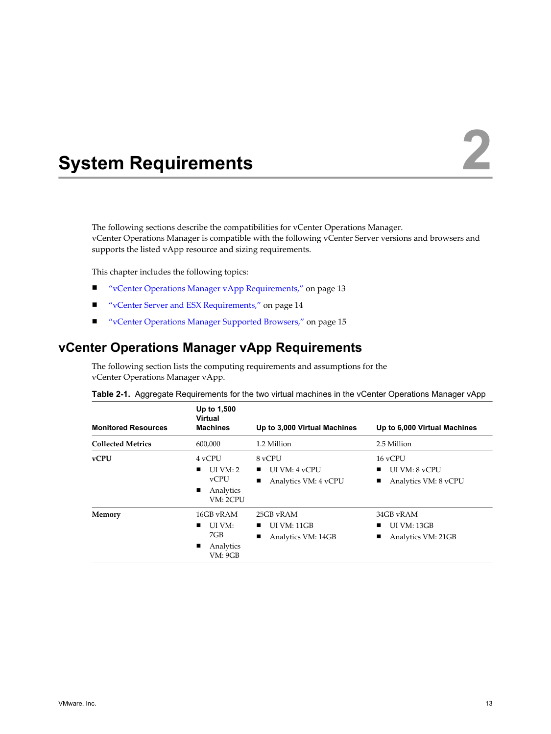# 2 System Requirements

The following sections describe the compatibilities for vCenter Operations Manager. vCenter Operations Manager is compatible with the following vCenter Server versions and browsers and supports the listed vApp resource and sizing requirements.

This chapter includes the following topics:

- "vCenter Operations Manager vApp Requirements," on page 13
- "vCenter Server and ESX Requirements," on page 14
- "vCenter Operations Manager Supported Browsers," on page 15

## vCenter Operations Manager vApp Requirements

The following section lists the computing requirements and assumptions for the vCenter Operations Manager vApp.

**Table 2-1.** Aggregate Requirements for the two virtual machines in the vCenter Operations Manager vApp

| Monitored Resources | Up to 1,500 Virtual Machines | Up to 3,000 Virtual Machines | Up to 6,000 Virtual Machines |
|---|---|---|---|
| **Collected Metrics** | 600,000 | 1.2 Million | 2.5 Million |
| **vCPU** | 4 vCPU<br>■ UI VM: 2 vCPU<br>■ Analytics VM: 2CPU | 8 vCPU<br>■ UI VM: 4 vCPU<br>■ Analytics VM: 4 vCPU | 16 vCPU<br>■ UI VM: 8 vCPU<br>■ Analytics VM: 8 vCPU |
| **Memory** | 16GB vRAM<br>■ UI VM: 7GB<br>■ Analytics VM: 9GB | 25GB vRAM<br>■ UI VM: 11GB<br>■ Analytics VM: 14GB | 34GB vRAM<br>■ UI VM: 13GB<br>■ Analytics VM: 21GB |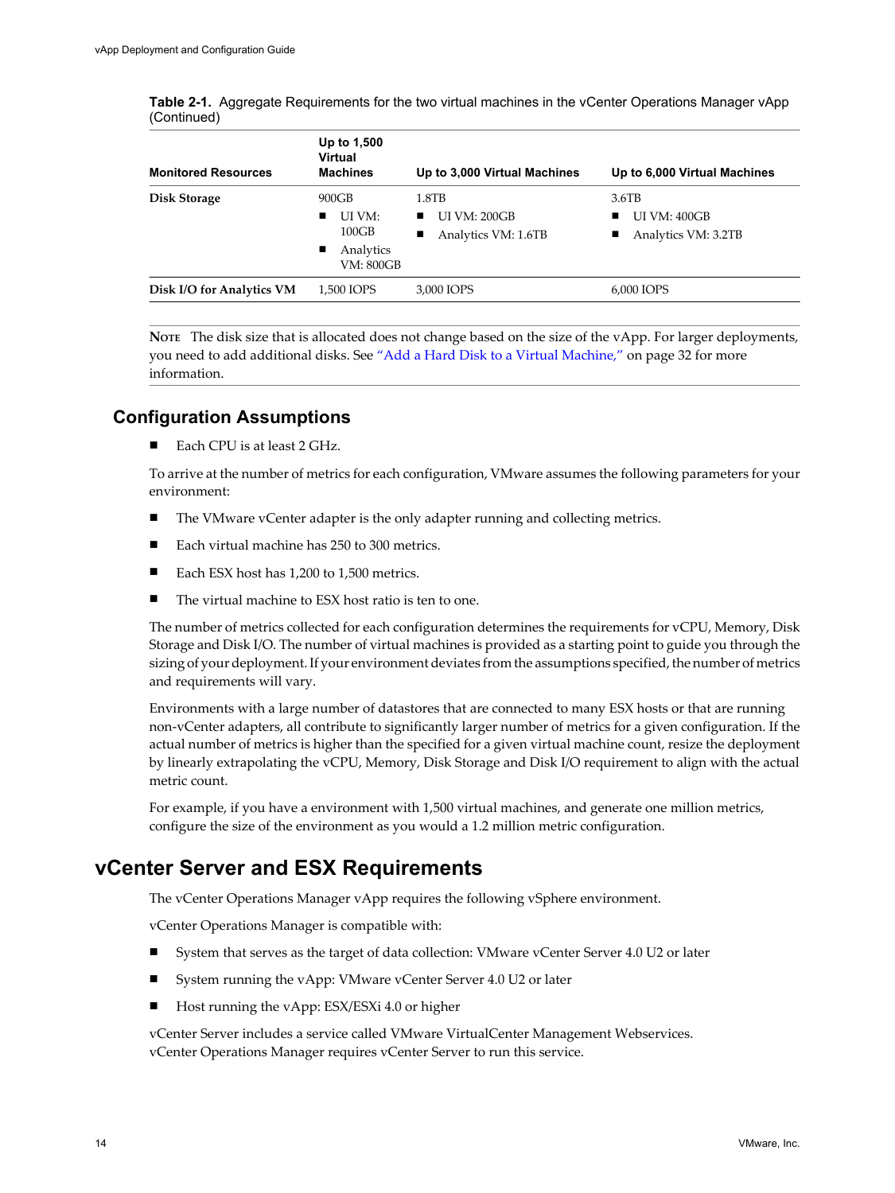**Table 2-1.** Aggregate Requirements for the two virtual machines in the vCenter Operations Manager vApp (Continued)

| Monitored Resources | Up to 1,500 Virtual Machines | Up to 3,000 Virtual Machines | Up to 6,000 Virtual Machines |
|---|---|---|---|
| **Disk Storage** | 900GB<br>■ UI VM: 100GB<br>■ Analytics VM: 800GB | 1.8TB<br>■ UI VM: 200GB<br>■ Analytics VM: 1.6TB | 3.6TB<br>■ UI VM: 400GB<br>■ Analytics VM: 3.2TB |
| **Disk I/O for Analytics VM** | 1,500 IOPS | 3,000 IOPS | 6,000 IOPS |

**NOTE** The disk size that is allocated does not change based on the size of the vApp. For larger deployments, you need to add additional disks. See "Add a Hard Disk to a Virtual Machine," on page 32 for more information.

### Configuration Assumptions

- Each CPU is at least 2 GHz.

To arrive at the number of metrics for each configuration, VMware assumes the following parameters for your environment:

- The VMware vCenter adapter is the only adapter running and collecting metrics.
- Each virtual machine has 250 to 300 metrics.
- Each ESX host has 1,200 to 1,500 metrics.
- The virtual machine to ESX host ratio is ten to one.

The number of metrics collected for each configuration determines the requirements for vCPU, Memory, Disk Storage and Disk I/O. The number of virtual machines is provided as a starting point to guide you through the sizing of your deployment. If your environment deviates from the assumptions specified, the number of metrics and requirements will vary.

Environments with a large number of datastores that are connected to many ESX hosts or that are running non-vCenter adapters, all contribute to significantly larger number of metrics for a given configuration. If the actual number of metrics is higher than the specified for a given virtual machine count, resize the deployment by linearly extrapolating the vCPU, Memory, Disk Storage and Disk I/O requirement to align with the actual metric count.

For example, if you have a environment with 1,500 virtual machines, and generate one million metrics, configure the size of the environment as you would a 1.2 million metric configuration.

## vCenter Server and ESX Requirements

The vCenter Operations Manager vApp requires the following vSphere environment.

vCenter Operations Manager is compatible with:

- System that serves as the target of data collection: VMware vCenter Server 4.0 U2 or later
- System running the vApp: VMware vCenter Server 4.0 U2 or later
- Host running the vApp: ESX/ESXi 4.0 or higher

vCenter Server includes a service called VMware VirtualCenter Management Webservices. vCenter Operations Manager requires vCenter Server to run this service.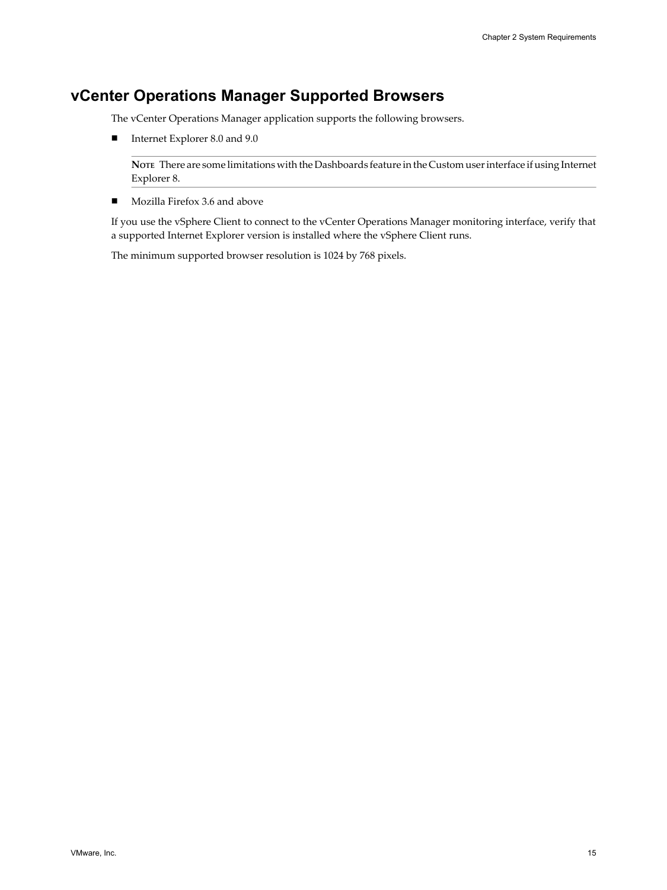## vCenter Operations Manager Supported Browsers

The vCenter Operations Manager application supports the following browsers.

- Internet Explorer 8.0 and 9.0

  **NOTE** There are some limitations with the Dashboards feature in the Custom user interface if using Internet Explorer 8.

- Mozilla Firefox 3.6 and above

If you use the vSphere Client to connect to the vCenter Operations Manager monitoring interface, verify that a supported Internet Explorer version is installed where the vSphere Client runs.

The minimum supported browser resolution is 1024 by 768 pixels.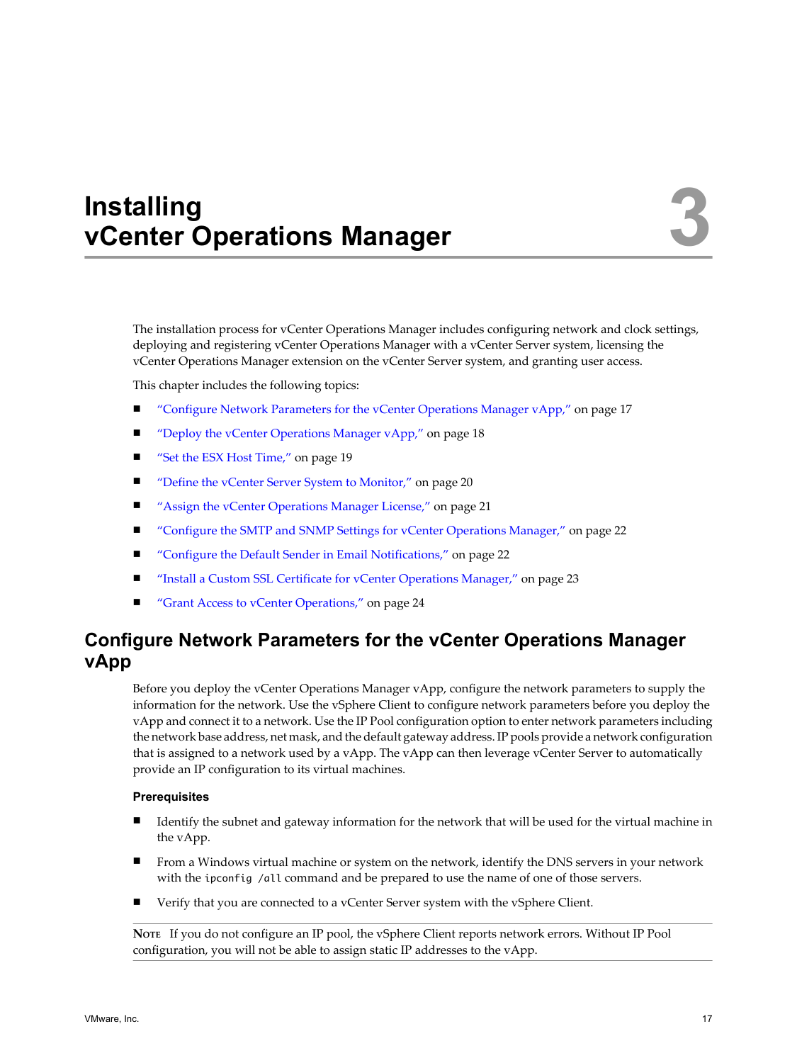# Installing vCenter Operations Manager 3

The installation process for vCenter Operations Manager includes configuring network and clock settings, deploying and registering vCenter Operations Manager with a vCenter Server system, licensing the vCenter Operations Manager extension on the vCenter Server system, and granting user access.

This chapter includes the following topics:

- "Configure Network Parameters for the vCenter Operations Manager vApp," on page 17
- "Deploy the vCenter Operations Manager vApp," on page 18
- "Set the ESX Host Time," on page 19
- "Define the vCenter Server System to Monitor," on page 20
- "Assign the vCenter Operations Manager License," on page 21
- "Configure the SMTP and SNMP Settings for vCenter Operations Manager," on page 22
- "Configure the Default Sender in Email Notifications," on page 22
- "Install a Custom SSL Certificate for vCenter Operations Manager," on page 23
- "Grant Access to vCenter Operations," on page 24

## Configure Network Parameters for the vCenter Operations Manager vApp

Before you deploy the vCenter Operations Manager vApp, configure the network parameters to supply the information for the network. Use the vSphere Client to configure network parameters before you deploy the vApp and connect it to a network. Use the IP Pool configuration option to enter network parameters including the network base address, net mask, and the default gateway address. IP pools provide a network configuration that is assigned to a network used by a vApp. The vApp can then leverage vCenter Server to automatically provide an IP configuration to its virtual machines.

### Prerequisites

- Identify the subnet and gateway information for the network that will be used for the virtual machine in the vApp.
- From a Windows virtual machine or system on the network, identify the DNS servers in your network with the `ipconfig /all` command and be prepared to use the name of one of those servers.
- Verify that you are connected to a vCenter Server system with the vSphere Client.

**NOTE** If you do not configure an IP pool, the vSphere Client reports network errors. Without IP Pool configuration, you will not be able to assign static IP addresses to the vApp.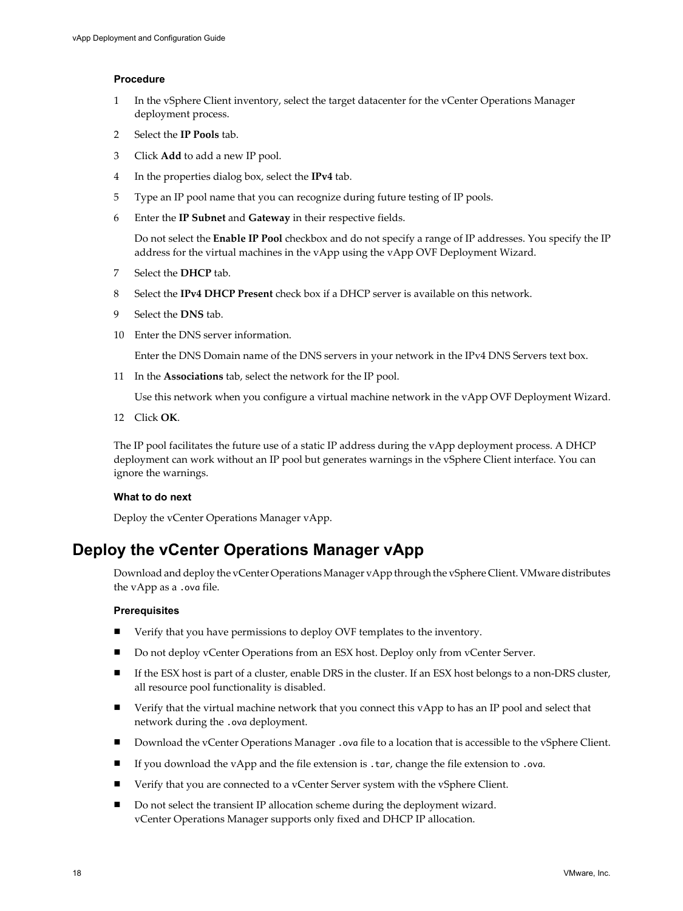### Procedure

1. In the vSphere Client inventory, select the target datacenter for the vCenter Operations Manager deployment process.
2. Select the **IP Pools** tab.
3. Click **Add** to add a new IP pool.
4. In the properties dialog box, select the **IPv4** tab.
5. Type an IP pool name that you can recognize during future testing of IP pools.
6. Enter the **IP Subnet** and **Gateway** in their respective fields.

   Do not select the **Enable IP Pool** checkbox and do not specify a range of IP addresses. You specify the IP address for the virtual machines in the vApp using the vApp OVF Deployment Wizard.
7. Select the **DHCP** tab.
8. Select the **IPv4 DHCP Present** check box if a DHCP server is available on this network.
9. Select the **DNS** tab.
10. Enter the DNS server information.

    Enter the DNS Domain name of the DNS servers in your network in the IPv4 DNS Servers text box.
11. In the **Associations** tab, select the network for the IP pool.

    Use this network when you configure a virtual machine network in the vApp OVF Deployment Wizard.
12. Click **OK**.

The IP pool facilitates the future use of a static IP address during the vApp deployment process. A DHCP deployment can work without an IP pool but generates warnings in the vSphere Client interface. You can ignore the warnings.

### What to do next

Deploy the vCenter Operations Manager vApp.

## Deploy the vCenter Operations Manager vApp

Download and deploy the vCenter Operations Manager vApp through the vSphere Client. VMware distributes the vApp as a `.ova` file.

### Prerequisites

- Verify that you have permissions to deploy OVF templates to the inventory.
- Do not deploy vCenter Operations from an ESX host. Deploy only from vCenter Server.
- If the ESX host is part of a cluster, enable DRS in the cluster. If an ESX host belongs to a non-DRS cluster, all resource pool functionality is disabled.
- Verify that the virtual machine network that you connect this vApp to has an IP pool and select that network during the `.ova` deployment.
- Download the vCenter Operations Manager `.ova` file to a location that is accessible to the vSphere Client.
- If you download the vApp and the file extension is `.tar`, change the file extension to `.ova`.
- Verify that you are connected to a vCenter Server system with the vSphere Client.
- Do not select the transient IP allocation scheme during the deployment wizard.
  vCenter Operations Manager supports only fixed and DHCP IP allocation.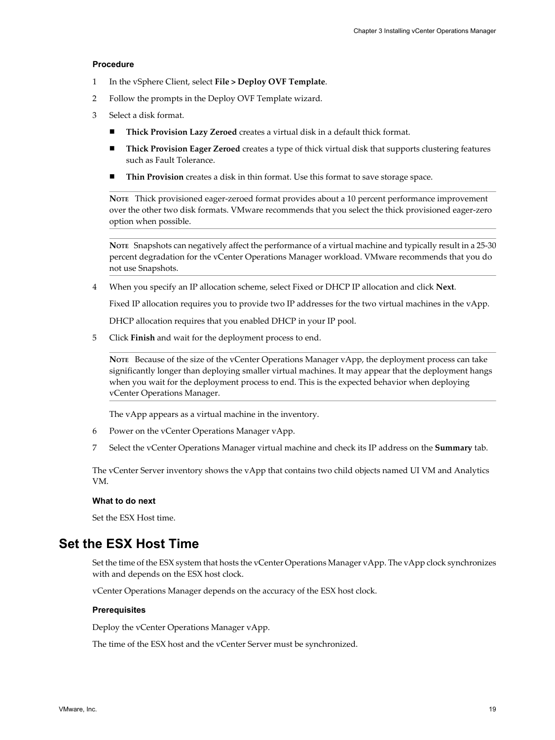#### Procedure

1. In the vSphere Client, select **File > Deploy OVF Template**.
2. Follow the prompts in the Deploy OVF Template wizard.
3. Select a disk format.

   - **Thick Provision Lazy Zeroed** creates a virtual disk in a default thick format.
   - **Thick Provision Eager Zeroed** creates a type of thick virtual disk that supports clustering features such as Fault Tolerance.
   - **Thin Provision** creates a disk in thin format. Use this format to save storage space.

   ---

   **NOTE** Thick provisioned eager-zeroed format provides about a 10 percent performance improvement over the other two disk formats. VMware recommends that you select the thick provisioned eager-zero option when possible.

   ---

   **NOTE** Snapshots can negatively affect the performance of a virtual machine and typically result in a 25-30 percent degradation for the vCenter Operations Manager workload. VMware recommends that you do not use Snapshots.

   ---

4. When you specify an IP allocation scheme, select Fixed or DHCP IP allocation and click **Next**.

   Fixed IP allocation requires you to provide two IP addresses for the two virtual machines in the vApp.

   DHCP allocation requires that you enabled DHCP in your IP pool.

5. Click **Finish** and wait for the deployment process to end.

   ---

   **NOTE** Because of the size of the vCenter Operations Manager vApp, the deployment process can take significantly longer than deploying smaller virtual machines. It may appear that the deployment hangs when you wait for the deployment process to end. This is the expected behavior when deploying vCenter Operations Manager.

   ---

   The vApp appears as a virtual machine in the inventory.

6. Power on the vCenter Operations Manager vApp.
7. Select the vCenter Operations Manager virtual machine and check its IP address on the **Summary** tab.

The vCenter Server inventory shows the vApp that contains two child objects named UI VM and Analytics VM.

#### What to do next

Set the ESX Host time.

## Set the ESX Host Time

Set the time of the ESX system that hosts the vCenter Operations Manager vApp. The vApp clock synchronizes with and depends on the ESX host clock.

vCenter Operations Manager depends on the accuracy of the ESX host clock.

#### Prerequisites

Deploy the vCenter Operations Manager vApp.

The time of the ESX host and the vCenter Server must be synchronized.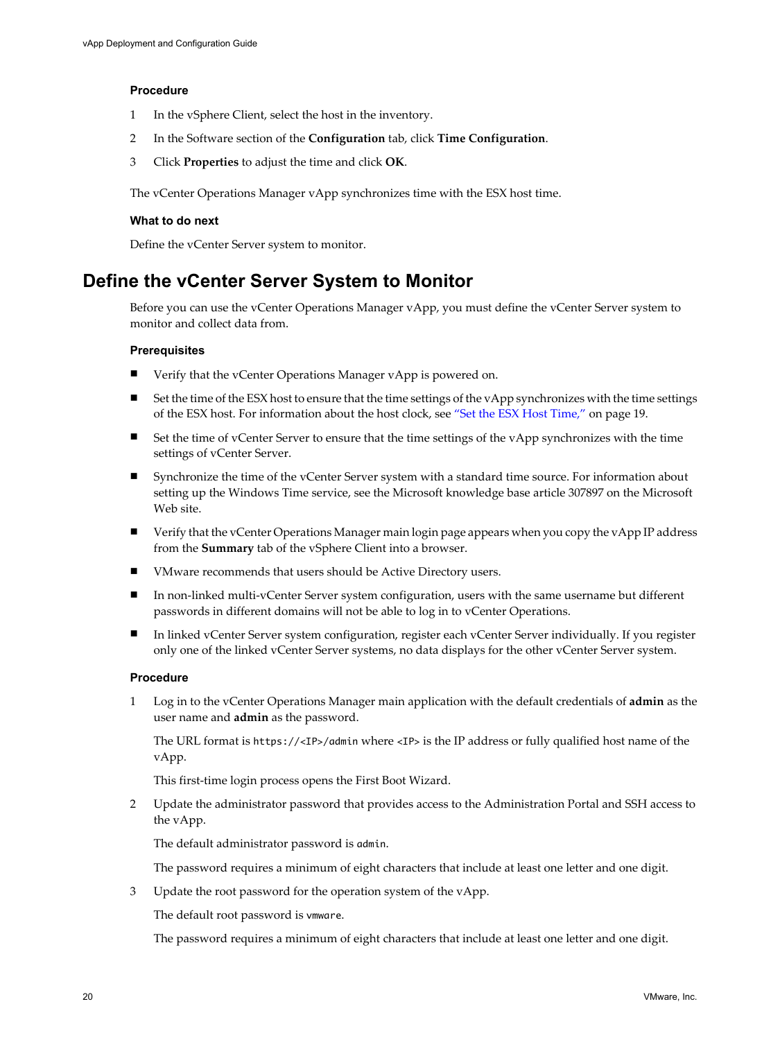#### Procedure

1. In the vSphere Client, select the host in the inventory.
2. In the Software section of the **Configuration** tab, click **Time Configuration**.
3. Click **Properties** to adjust the time and click **OK**.

The vCenter Operations Manager vApp synchronizes time with the ESX host time.

#### What to do next

Define the vCenter Server system to monitor.

## Define the vCenter Server System to Monitor

Before you can use the vCenter Operations Manager vApp, you must define the vCenter Server system to monitor and collect data from.

#### Prerequisites

- Verify that the vCenter Operations Manager vApp is powered on.
- Set the time of the ESX host to ensure that the time settings of the vApp synchronizes with the time settings of the ESX host. For information about the host clock, see "Set the ESX Host Time," on page 19.
- Set the time of vCenter Server to ensure that the time settings of the vApp synchronizes with the time settings of vCenter Server.
- Synchronize the time of the vCenter Server system with a standard time source. For information about setting up the Windows Time service, see the Microsoft knowledge base article 307897 on the Microsoft Web site.
- Verify that the vCenter Operations Manager main login page appears when you copy the vApp IP address from the **Summary** tab of the vSphere Client into a browser.
- VMware recommends that users should be Active Directory users.
- In non-linked multi-vCenter Server system configuration, users with the same username but different passwords in different domains will not be able to log in to vCenter Operations.
- In linked vCenter Server system configuration, register each vCenter Server individually. If you register only one of the linked vCenter Server systems, no data displays for the other vCenter Server system.

#### Procedure

1. Log in to the vCenter Operations Manager main application with the default credentials of **admin** as the user name and **admin** as the password.

   The URL format is `https://<IP>/admin` where `<IP>` is the IP address or fully qualified host name of the vApp.

   This first-time login process opens the First Boot Wizard.

2. Update the administrator password that provides access to the Administration Portal and SSH access to the vApp.

   The default administrator password is `admin`.

   The password requires a minimum of eight characters that include at least one letter and one digit.

3. Update the root password for the operation system of the vApp.

   The default root password is `vmware`.

   The password requires a minimum of eight characters that include at least one letter and one digit.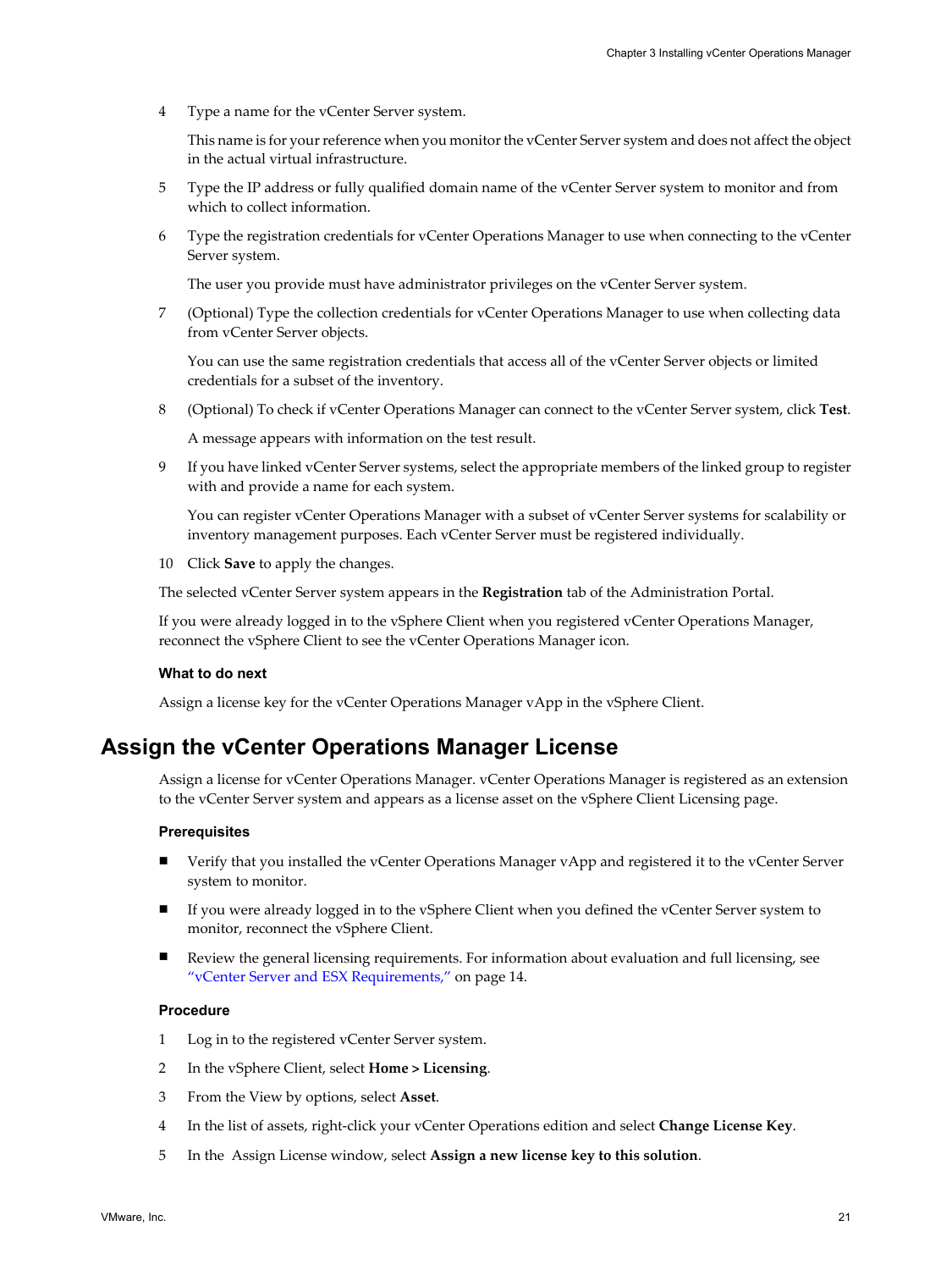4. Type a name for the vCenter Server system.

   This name is for your reference when you monitor the vCenter Server system and does not affect the object in the actual virtual infrastructure.

5. Type the IP address or fully qualified domain name of the vCenter Server system to monitor and from which to collect information.

6. Type the registration credentials for vCenter Operations Manager to use when connecting to the vCenter Server system.

   The user you provide must have administrator privileges on the vCenter Server system.

7. (Optional) Type the collection credentials for vCenter Operations Manager to use when collecting data from vCenter Server objects.

   You can use the same registration credentials that access all of the vCenter Server objects or limited credentials for a subset of the inventory.

8. (Optional) To check if vCenter Operations Manager can connect to the vCenter Server system, click **Test**.

   A message appears with information on the test result.

9. If you have linked vCenter Server systems, select the appropriate members of the linked group to register with and provide a name for each system.

   You can register vCenter Operations Manager with a subset of vCenter Server systems for scalability or inventory management purposes. Each vCenter Server must be registered individually.

10. Click **Save** to apply the changes.

The selected vCenter Server system appears in the **Registration** tab of the Administration Portal.

If you were already logged in to the vSphere Client when you registered vCenter Operations Manager, reconnect the vSphere Client to see the vCenter Operations Manager icon.

### What to do next

Assign a license key for the vCenter Operations Manager vApp in the vSphere Client.

## Assign the vCenter Operations Manager License

Assign a license for vCenter Operations Manager. vCenter Operations Manager is registered as an extension to the vCenter Server system and appears as a license asset on the vSphere Client Licensing page.

### Prerequisites

- Verify that you installed the vCenter Operations Manager vApp and registered it to the vCenter Server system to monitor.
- If you were already logged in to the vSphere Client when you defined the vCenter Server system to monitor, reconnect the vSphere Client.
- Review the general licensing requirements. For information about evaluation and full licensing, see "vCenter Server and ESX Requirements," on page 14.

### Procedure

1. Log in to the registered vCenter Server system.
2. In the vSphere Client, select **Home > Licensing**.
3. From the View by options, select **Asset**.
4. In the list of assets, right-click your vCenter Operations edition and select **Change License Key**.
5. In the Assign License window, select **Assign a new license key to this solution**.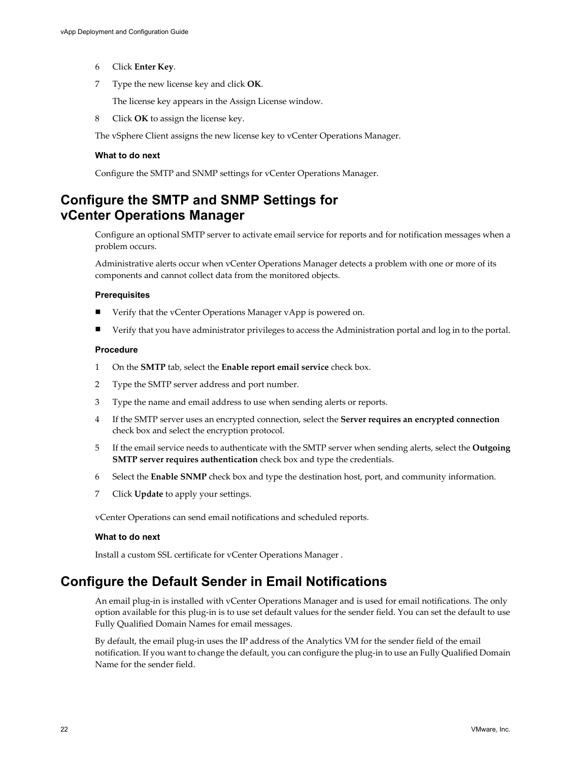6 Click **Enter Key**.

7 Type the new license key and click **OK**.

   The license key appears in the Assign License window.

8 Click **OK** to assign the license key.

The vSphere Client assigns the new license key to vCenter Operations Manager.

#### What to do next

Configure the SMTP and SNMP settings for vCenter Operations Manager.

## Configure the SMTP and SNMP Settings for vCenter Operations Manager

Configure an optional SMTP server to activate email service for reports and for notification messages when a problem occurs.

Administrative alerts occur when vCenter Operations Manager detects a problem with one or more of its components and cannot collect data from the monitored objects.

#### Prerequisites

- Verify that the vCenter Operations Manager vApp is powered on.
- Verify that you have administrator privileges to access the Administration portal and log in to the portal.

#### Procedure

1 On the **SMTP** tab, select the **Enable report email service** check box.

2 Type the SMTP server address and port number.

3 Type the name and email address to use when sending alerts or reports.

4 If the SMTP server uses an encrypted connection, select the **Server requires an encrypted connection** check box and select the encryption protocol.

5 If the email service needs to authenticate with the SMTP server when sending alerts, select the **Outgoing SMTP server requires authentication** check box and type the credentials.

6 Select the **Enable SNMP** check box and type the destination host, port, and community information.

7 Click **Update** to apply your settings.

vCenter Operations can send email notifications and scheduled reports.

#### What to do next

Install a custom SSL certificate for vCenter Operations Manager .

## Configure the Default Sender in Email Notifications

An email plug-in is installed with vCenter Operations Manager and is used for email notifications. The only option available for this plug-in is to use set default values for the sender field. You can set the default to use Fully Qualified Domain Names for email messages.

By default, the email plug-in uses the IP address of the Analytics VM for the sender field of the email notification. If you want to change the default, you can configure the plug-in to use an Fully Qualified Domain Name for the sender field.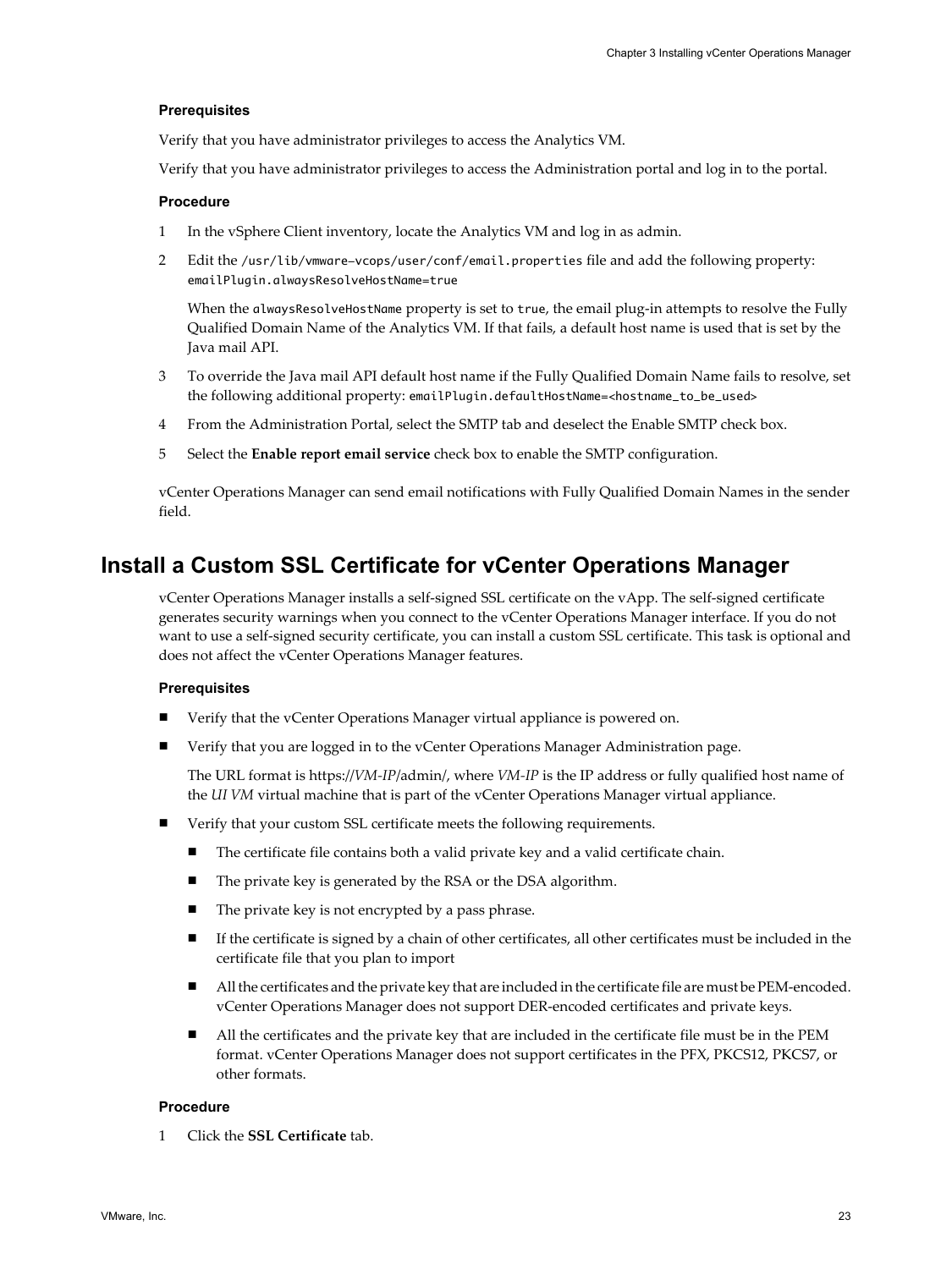#### Prerequisites

Verify that you have administrator privileges to access the Analytics VM.

Verify that you have administrator privileges to access the Administration portal and log in to the portal.

#### Procedure

1. In the vSphere Client inventory, locate the Analytics VM and log in as admin.
2. Edit the `/usr/lib/vmware-vcops/user/conf/email.properties` file and add the following property: `emailPlugin.alwaysResolveHostName=true`

   When the `alwaysResolveHostName` property is set to `true`, the email plug-in attempts to resolve the Fully Qualified Domain Name of the Analytics VM. If that fails, a default host name is used that is set by the Java mail API.
3. To override the Java mail API default host name if the Fully Qualified Domain Name fails to resolve, set the following additional property: `emailPlugin.defaultHostName=<hostname_to_be_used>`
4. From the Administration Portal, select the SMTP tab and deselect the Enable SMTP check box.
5. Select the **Enable report email service** check box to enable the SMTP configuration.

vCenter Operations Manager can send email notifications with Fully Qualified Domain Names in the sender field.

## Install a Custom SSL Certificate for vCenter Operations Manager

vCenter Operations Manager installs a self-signed SSL certificate on the vApp. The self-signed certificate generates security warnings when you connect to the vCenter Operations Manager interface. If you do not want to use a self-signed security certificate, you can install a custom SSL certificate. This task is optional and does not affect the vCenter Operations Manager features.

#### Prerequisites

- Verify that the vCenter Operations Manager virtual appliance is powered on.
- Verify that you are logged in to the vCenter Operations Manager Administration page.

  The URL format is https://*VM-IP*/admin/, where *VM-IP* is the IP address or fully qualified host name of the *UI VM* virtual machine that is part of the vCenter Operations Manager virtual appliance.
- Verify that your custom SSL certificate meets the following requirements.
  - The certificate file contains both a valid private key and a valid certificate chain.
  - The private key is generated by the RSA or the DSA algorithm.
  - The private key is not encrypted by a pass phrase.
  - If the certificate is signed by a chain of other certificates, all other certificates must be included in the certificate file that you plan to import
  - All the certificates and the private key that are included in the certificate file are must be PEM-encoded. vCenter Operations Manager does not support DER-encoded certificates and private keys.
  - All the certificates and the private key that are included in the certificate file must be in the PEM format. vCenter Operations Manager does not support certificates in the PFX, PKCS12, PKCS7, or other formats.

#### Procedure

1. Click the **SSL Certificate** tab.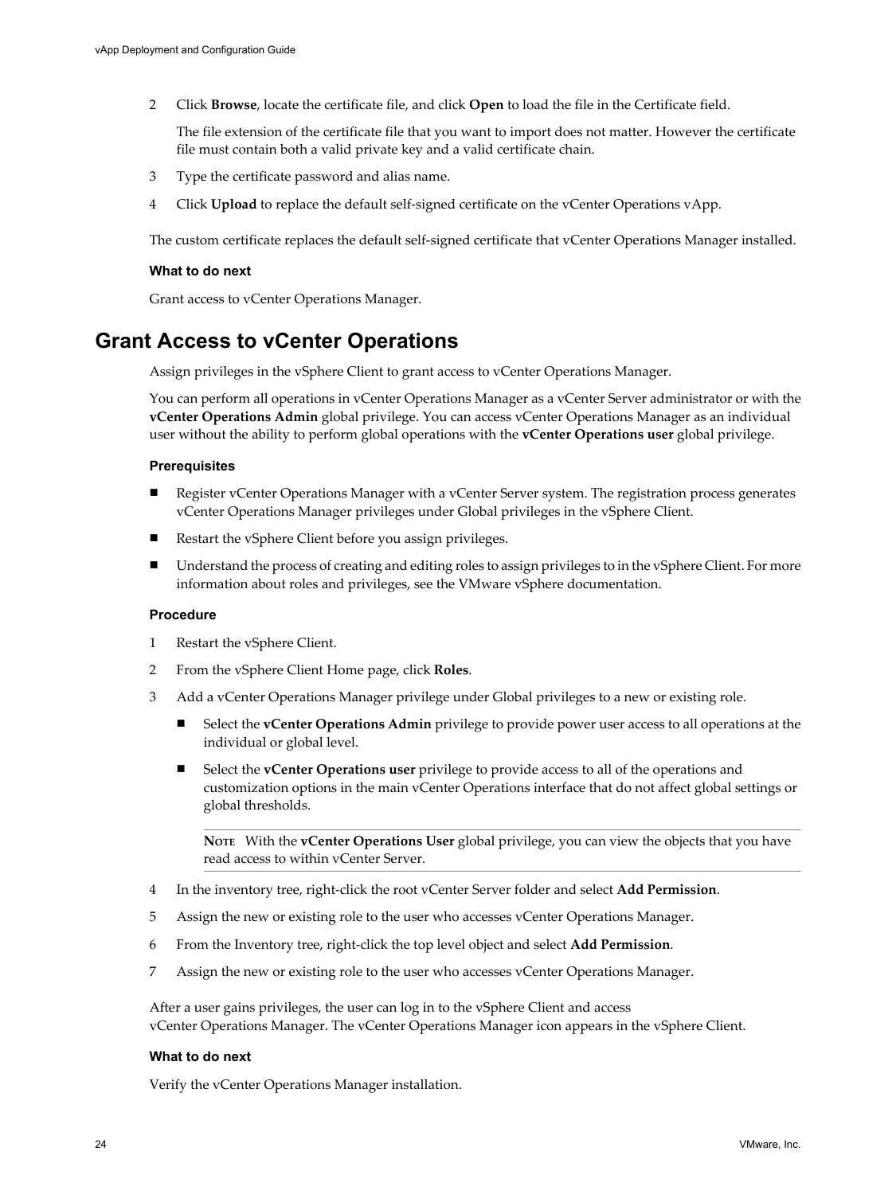2. Click **Browse**, locate the certificate file, and click **Open** to load the file in the Certificate field.

   The file extension of the certificate file that you want to import does not matter. However the certificate file must contain both a valid private key and a valid certificate chain.

3. Type the certificate password and alias name.
4. Click **Upload** to replace the default self-signed certificate on the vCenter Operations vApp.

The custom certificate replaces the default self-signed certificate that vCenter Operations Manager installed.

#### What to do next

Grant access to vCenter Operations Manager.

## Grant Access to vCenter Operations

Assign privileges in the vSphere Client to grant access to vCenter Operations Manager.

You can perform all operations in vCenter Operations Manager as a vCenter Server administrator or with the **vCenter Operations Admin** global privilege. You can access vCenter Operations Manager as an individual user without the ability to perform global operations with the **vCenter Operations user** global privilege.

#### Prerequisites

- Register vCenter Operations Manager with a vCenter Server system. The registration process generates vCenter Operations Manager privileges under Global privileges in the vSphere Client.
- Restart the vSphere Client before you assign privileges.
- Understand the process of creating and editing roles to assign privileges to in the vSphere Client. For more information about roles and privileges, see the VMware vSphere documentation.

#### Procedure

1. Restart the vSphere Client.
2. From the vSphere Client Home page, click **Roles**.
3. Add a vCenter Operations Manager privilege under Global privileges to a new or existing role.
   - Select the **vCenter Operations Admin** privilege to provide power user access to all operations at the individual or global level.
   - Select the **vCenter Operations user** privilege to provide access to all of the operations and customization options in the main vCenter Operations interface that do not affect global settings or global thresholds.

   **NOTE** With the **vCenter Operations User** global privilege, you can view the objects that you have read access to within vCenter Server.

4. In the inventory tree, right-click the root vCenter Server folder and select **Add Permission**.
5. Assign the new or existing role to the user who accesses vCenter Operations Manager.
6. From the Inventory tree, right-click the top level object and select **Add Permission**.
7. Assign the new or existing role to the user who accesses vCenter Operations Manager.

After a user gains privileges, the user can log in to the vSphere Client and access vCenter Operations Manager. The vCenter Operations Manager icon appears in the vSphere Client.

#### What to do next

Verify the vCenter Operations Manager installation.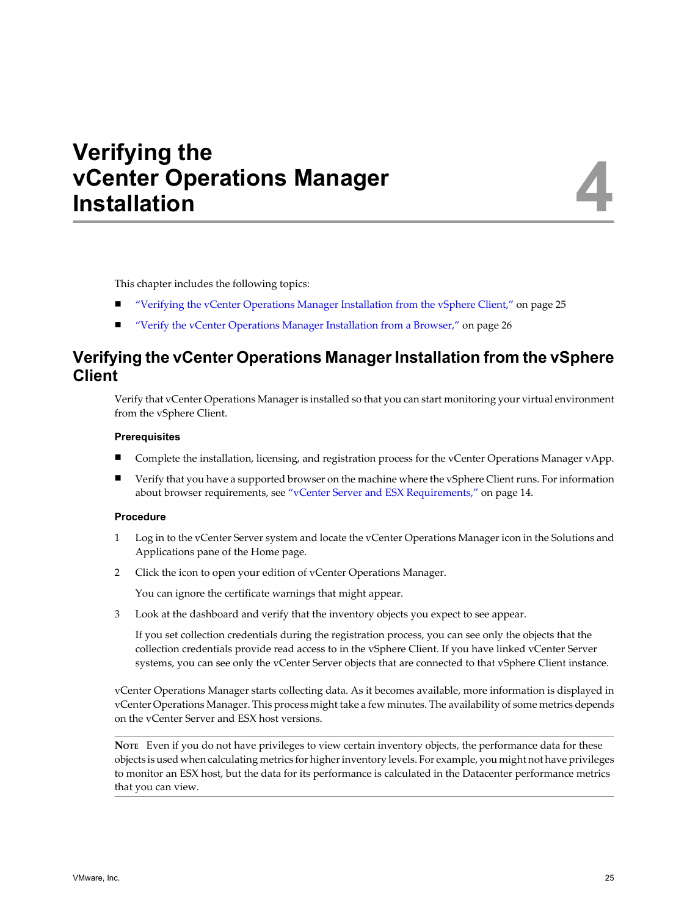# Verifying the vCenter Operations Manager Installation

4

This chapter includes the following topics:

- "Verifying the vCenter Operations Manager Installation from the vSphere Client," on page 25
- "Verify the vCenter Operations Manager Installation from a Browser," on page 26

## Verifying the vCenter Operations Manager Installation from the vSphere Client

Verify that vCenter Operations Manager is installed so that you can start monitoring your virtual environment from the vSphere Client.

### Prerequisites

- Complete the installation, licensing, and registration process for the vCenter Operations Manager vApp.
- Verify that you have a supported browser on the machine where the vSphere Client runs. For information about browser requirements, see "vCenter Server and ESX Requirements," on page 14.

### Procedure

1. Log in to the vCenter Server system and locate the vCenter Operations Manager icon in the Solutions and Applications pane of the Home page.
2. Click the icon to open your edition of vCenter Operations Manager.

   You can ignore the certificate warnings that might appear.
3. Look at the dashboard and verify that the inventory objects you expect to see appear.

   If you set collection credentials during the registration process, you can see only the objects that the collection credentials provide read access to in the vSphere Client. If you have linked vCenter Server systems, you can see only the vCenter Server objects that are connected to that vSphere Client instance.

vCenter Operations Manager starts collecting data. As it becomes available, more information is displayed in vCenter Operations Manager. This process might take a few minutes. The availability of some metrics depends on the vCenter Server and ESX host versions.

**NOTE** Even if you do not have privileges to view certain inventory objects, the performance data for these objects is used when calculating metrics for higher inventory levels. For example, you might not have privileges to monitor an ESX host, but the data for its performance is calculated in the Datacenter performance metrics that you can view.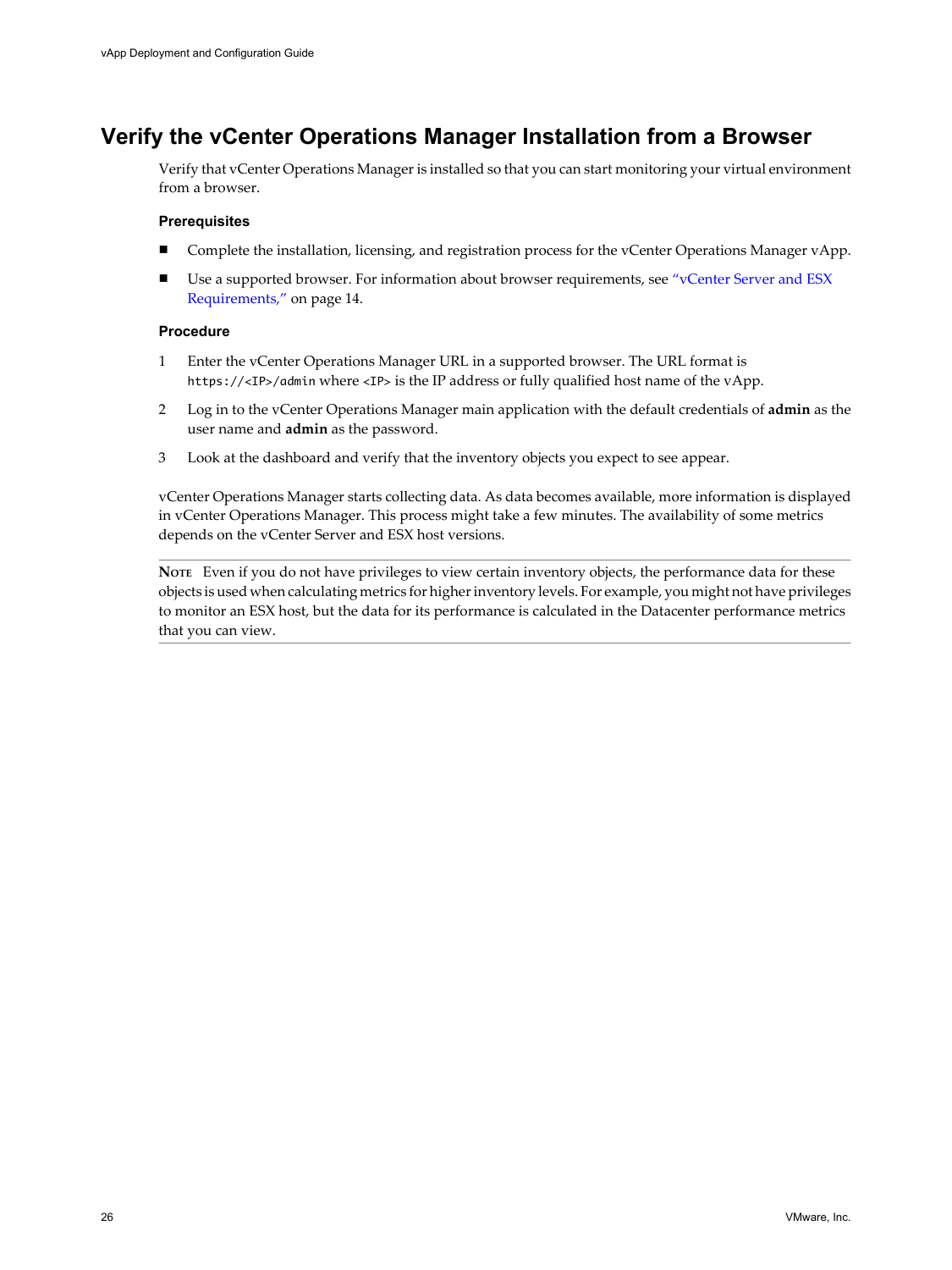# Verify the vCenter Operations Manager Installation from a Browser

Verify that vCenter Operations Manager is installed so that you can start monitoring your virtual environment from a browser.

### Prerequisites

- Complete the installation, licensing, and registration process for the vCenter Operations Manager vApp.
- Use a supported browser. For information about browser requirements, see "vCenter Server and ESX Requirements," on page 14.

### Procedure

1. Enter the vCenter Operations Manager URL in a supported browser. The URL format is `https://<IP>/admin` where `<IP>` is the IP address or fully qualified host name of the vApp.
2. Log in to the vCenter Operations Manager main application with the default credentials of **admin** as the user name and **admin** as the password.
3. Look at the dashboard and verify that the inventory objects you expect to see appear.

vCenter Operations Manager starts collecting data. As data becomes available, more information is displayed in vCenter Operations Manager. This process might take a few minutes. The availability of some metrics depends on the vCenter Server and ESX host versions.

---

NOTE Even if you do not have privileges to view certain inventory objects, the performance data for these objects is used when calculating metrics for higher inventory levels. For example, you might not have privileges to monitor an ESX host, but the data for its performance is calculated in the Datacenter performance metrics that you can view.

---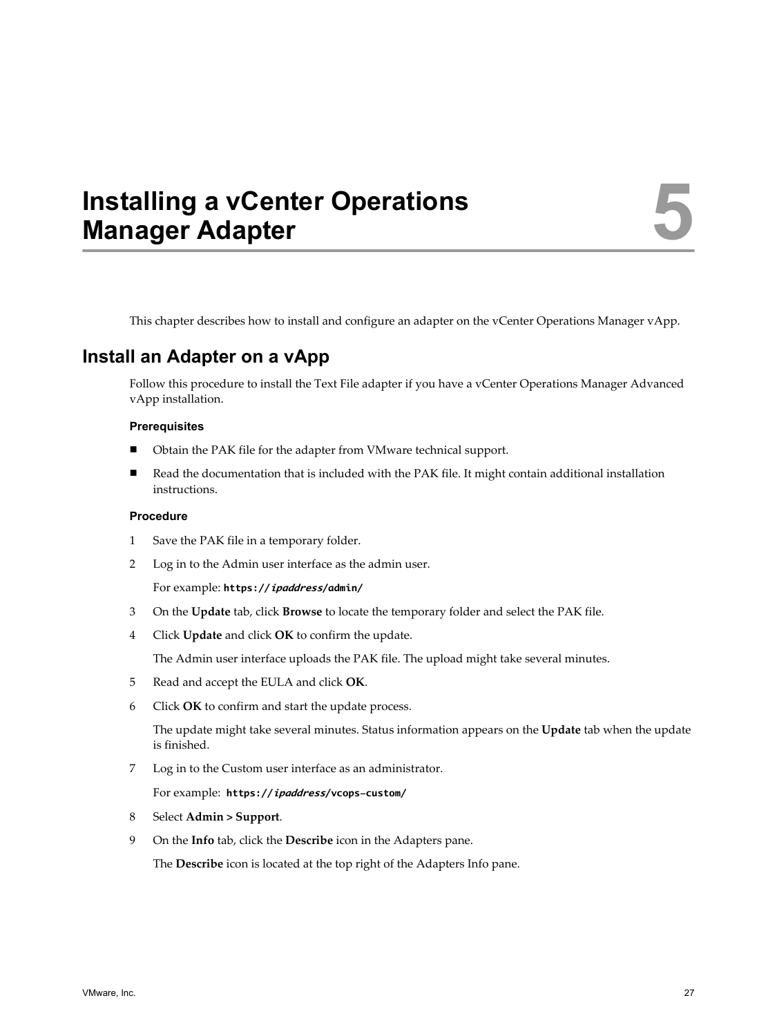# Installing a vCenter Operations Manager Adapter 5

This chapter describes how to install and configure an adapter on the vCenter Operations Manager vApp.

## Install an Adapter on a vApp

Follow this procedure to install the Text File adapter if you have a vCenter Operations Manager Advanced vApp installation.

### Prerequisites

- Obtain the PAK file for the adapter from VMware technical support.
- Read the documentation that is included with the PAK file. It might contain additional installation instructions.

### Procedure

1. Save the PAK file in a temporary folder.
2. Log in to the Admin user interface as the admin user.

   For example: **https://*ipaddress*/admin/**
3. On the **Update** tab, click **Browse** to locate the temporary folder and select the PAK file.
4. Click **Update** and click **OK** to confirm the update.

   The Admin user interface uploads the PAK file. The upload might take several minutes.
5. Read and accept the EULA and click **OK**.
6. Click **OK** to confirm and start the update process.

   The update might take several minutes. Status information appears on the **Update** tab when the update is finished.
7. Log in to the Custom user interface as an administrator.

   For example: **https://*ipaddress*/vcops-custom/**
8. Select **Admin > Support**.
9. On the **Info** tab, click the **Describe** icon in the Adapters pane.

   The **Describe** icon is located at the top right of the Adapters Info pane.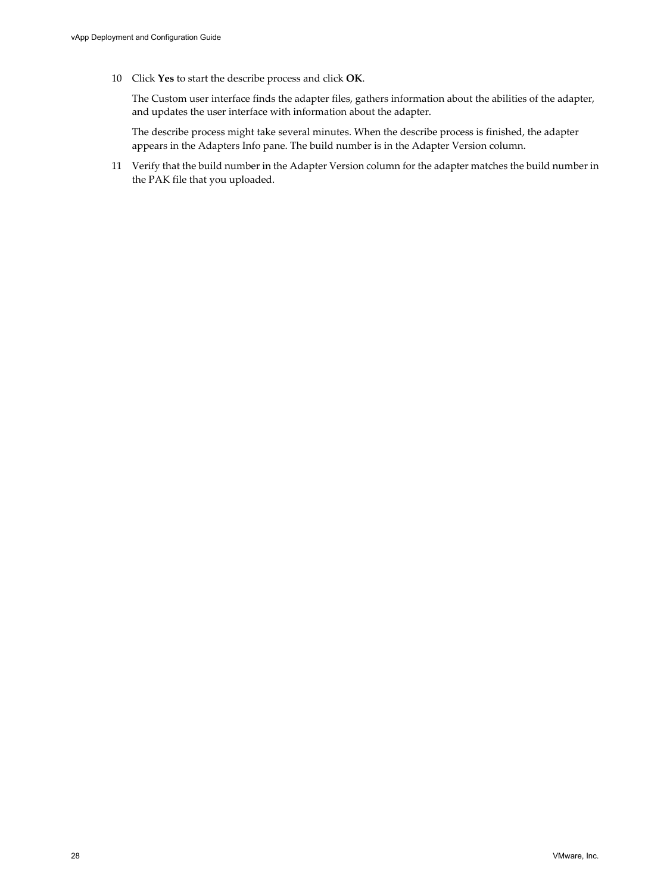10 Click **Yes** to start the describe process and click **OK**.

   The Custom user interface finds the adapter files, gathers information about the abilities of the adapter, and updates the user interface with information about the adapter.

   The describe process might take several minutes. When the describe process is finished, the adapter appears in the Adapters Info pane. The build number is in the Adapter Version column.

11 Verify that the build number in the Adapter Version column for the adapter matches the build number in the PAK file that you uploaded.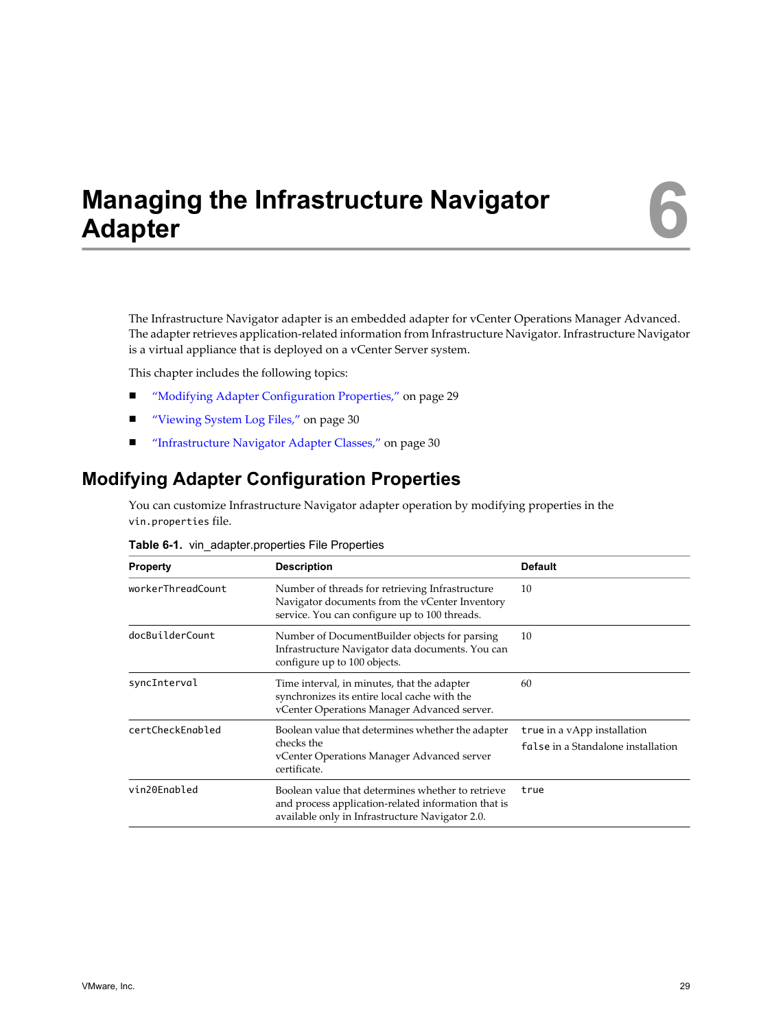# Managing the Infrastructure Navigator Adapter

6

The Infrastructure Navigator adapter is an embedded adapter for vCenter Operations Manager Advanced. The adapter retrieves application-related information from Infrastructure Navigator. Infrastructure Navigator is a virtual appliance that is deployed on a vCenter Server system.

This chapter includes the following topics:

- "Modifying Adapter Configuration Properties," on page 29
- "Viewing System Log Files," on page 30
- "Infrastructure Navigator Adapter Classes," on page 30

## Modifying Adapter Configuration Properties

You can customize Infrastructure Navigator adapter operation by modifying properties in the `vin.properties` file.

**Table 6-1.** vin_adapter.properties File Properties

| Property | Description | Default |
|---|---|---|
| `workerThreadCount` | Number of threads for retrieving Infrastructure Navigator documents from the vCenter Inventory service. You can configure up to 100 threads. | 10 |
| `docBuilderCount` | Number of DocumentBuilder objects for parsing Infrastructure Navigator data documents. You can configure up to 100 objects. | 10 |
| `syncInterval` | Time interval, in minutes, that the adapter synchronizes its entire local cache with the vCenter Operations Manager Advanced server. | 60 |
| `certCheckEnabled` | Boolean value that determines whether the adapter checks the vCenter Operations Manager Advanced server certificate. | `true` in a vApp installation<br>`false` in a Standalone installation |
| `vin20Enabled` | Boolean value that determines whether to retrieve and process application-related information that is available only in Infrastructure Navigator 2.0. | `true` |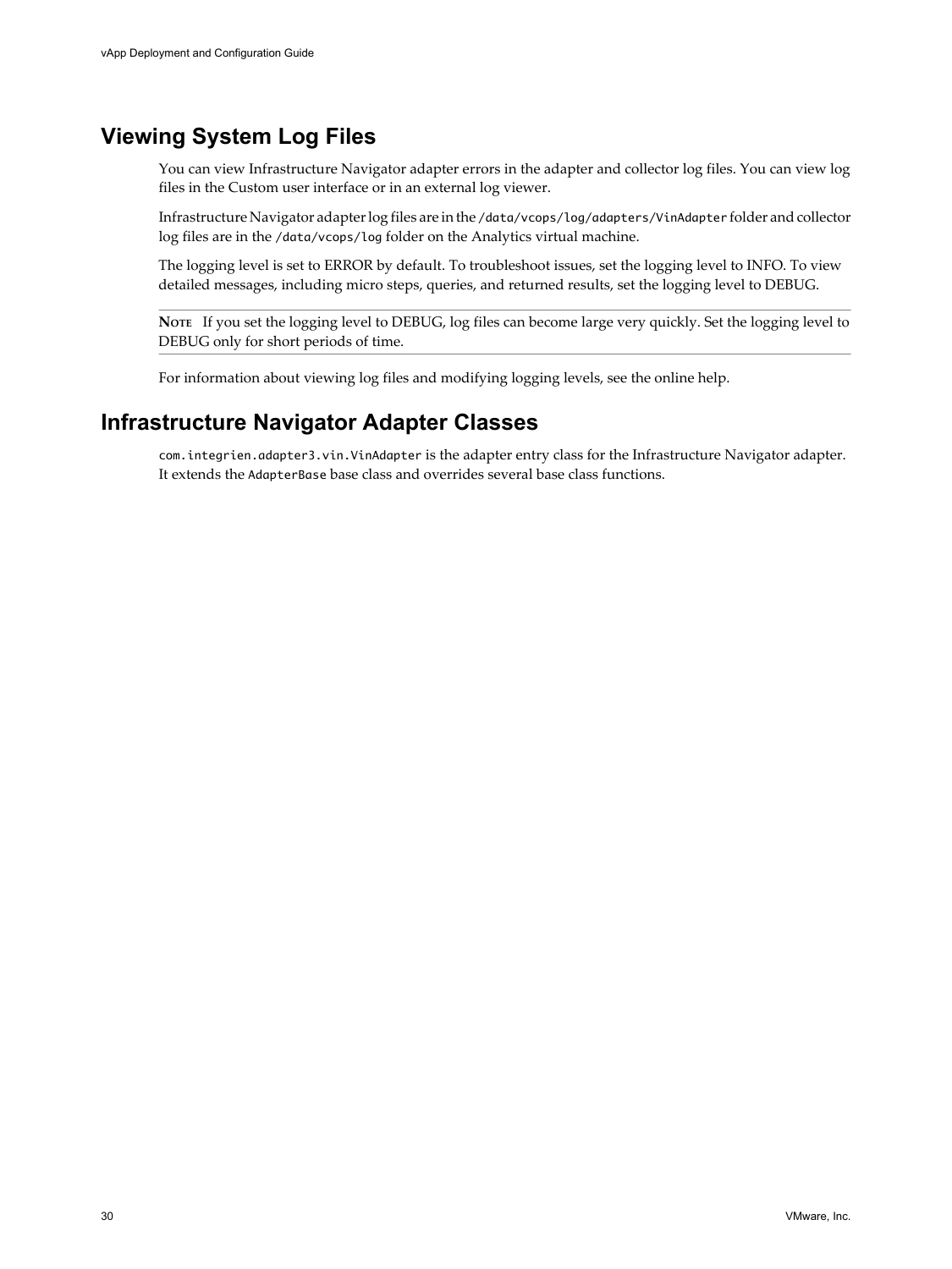## Viewing System Log Files

You can view Infrastructure Navigator adapter errors in the adapter and collector log files. You can view log files in the Custom user interface or in an external log viewer.

Infrastructure Navigator adapter log files are in the `/data/vcops/log/adapters/VinAdapter` folder and collector log files are in the `/data/vcops/log` folder on the Analytics virtual machine.

The logging level is set to ERROR by default. To troubleshoot issues, set the logging level to INFO. To view detailed messages, including micro steps, queries, and returned results, set the logging level to DEBUG.

**NOTE** If you set the logging level to DEBUG, log files can become large very quickly. Set the logging level to DEBUG only for short periods of time.

For information about viewing log files and modifying logging levels, see the online help.

## Infrastructure Navigator Adapter Classes

`com.integrien.adapter3.vin.VinAdapter` is the adapter entry class for the Infrastructure Navigator adapter. It extends the `AdapterBase` base class and overrides several base class functions.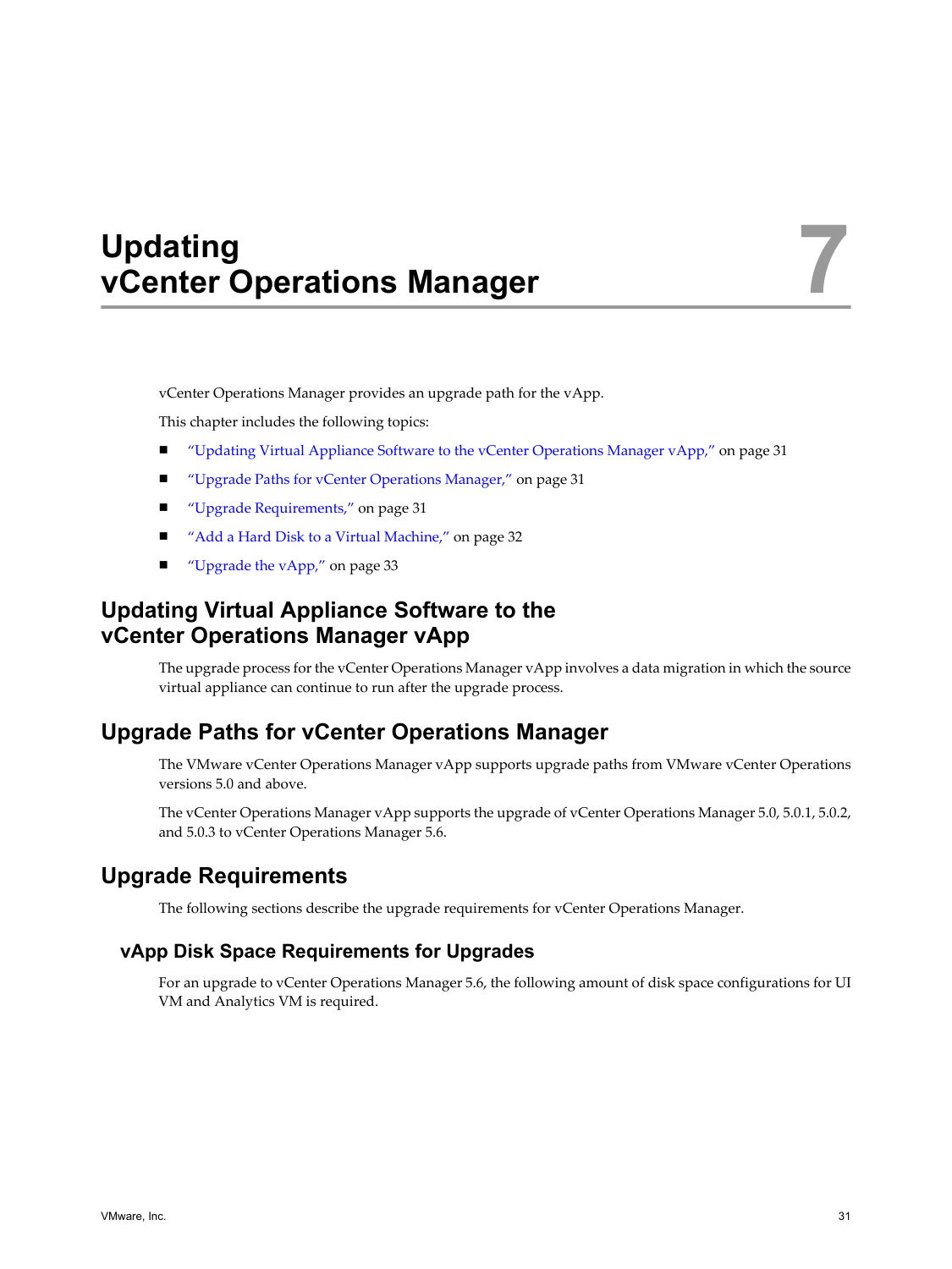# Updating vCenter Operations Manager

7

vCenter Operations Manager provides an upgrade path for the vApp.

This chapter includes the following topics:

- "Updating Virtual Appliance Software to the vCenter Operations Manager vApp," on page 31
- "Upgrade Paths for vCenter Operations Manager," on page 31
- "Upgrade Requirements," on page 31
- "Add a Hard Disk to a Virtual Machine," on page 32
- "Upgrade the vApp," on page 33

## Updating Virtual Appliance Software to the vCenter Operations Manager vApp

The upgrade process for the vCenter Operations Manager vApp involves a data migration in which the source virtual appliance can continue to run after the upgrade process.

## Upgrade Paths for vCenter Operations Manager

The VMware vCenter Operations Manager vApp supports upgrade paths from VMware vCenter Operations versions 5.0 and above.

The vCenter Operations Manager vApp supports the upgrade of vCenter Operations Manager 5.0, 5.0.1, 5.0.2, and 5.0.3 to vCenter Operations Manager 5.6.

## Upgrade Requirements

The following sections describe the upgrade requirements for vCenter Operations Manager.

### vApp Disk Space Requirements for Upgrades

For an upgrade to vCenter Operations Manager 5.6, the following amount of disk space configurations for UI VM and Analytics VM is required.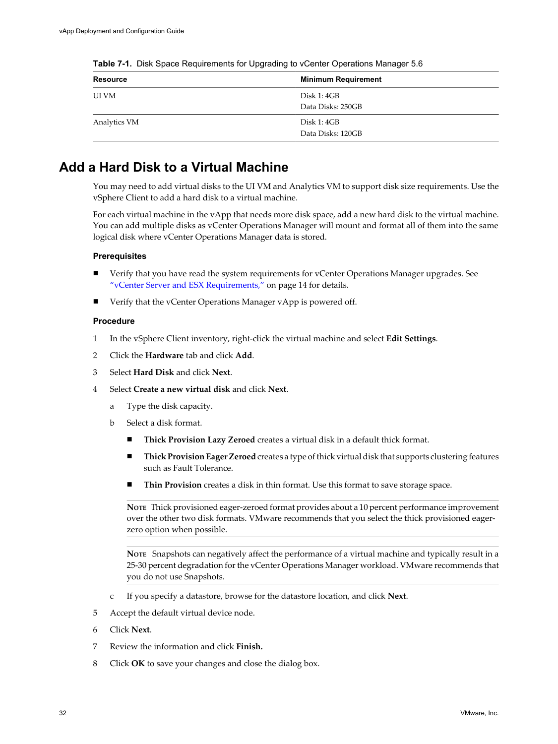**Table 7-1.** Disk Space Requirements for Upgrading to vCenter Operations Manager 5.6

| Resource | Minimum Requirement |
|---|---|
| UI VM | Disk 1: 4GB<br>Data Disks: 250GB |
| Analytics VM | Disk 1: 4GB<br>Data Disks: 120GB |

## Add a Hard Disk to a Virtual Machine

You may need to add virtual disks to the UI VM and Analytics VM to support disk size requirements. Use the vSphere Client to add a hard disk to a virtual machine.

For each virtual machine in the vApp that needs more disk space, add a new hard disk to the virtual machine. You can add multiple disks as vCenter Operations Manager will mount and format all of them into the same logical disk where vCenter Operations Manager data is stored.

### Prerequisites

- Verify that you have read the system requirements for vCenter Operations Manager upgrades. See "vCenter Server and ESX Requirements," on page 14 for details.
- Verify that the vCenter Operations Manager vApp is powered off.

### Procedure

1. In the vSphere Client inventory, right-click the virtual machine and select **Edit Settings**.
2. Click the **Hardware** tab and click **Add**.
3. Select **Hard Disk** and click **Next**.
4. Select **Create a new virtual disk** and click **Next**.
   a. Type the disk capacity.
   b. Select a disk format.
      - **Thick Provision Lazy Zeroed** creates a virtual disk in a default thick format.
      - **Thick Provision Eager Zeroed** creates a type of thick virtual disk that supports clustering features such as Fault Tolerance.
      - **Thin Provision** creates a disk in thin format. Use this format to save storage space.

      NOTE Thick provisioned eager-zeroed format provides about a 10 percent performance improvement over the other two disk formats. VMware recommends that you select the thick provisioned eager-zero option when possible.

      NOTE Snapshots can negatively affect the performance of a virtual machine and typically result in a 25-30 percent degradation for the vCenter Operations Manager workload. VMware recommends that you do not use Snapshots.

   c. If you specify a datastore, browse for the datastore location, and click **Next**.
5. Accept the default virtual device node.
6. Click **Next**.
7. Review the information and click **Finish.**
8. Click **OK** to save your changes and close the dialog box.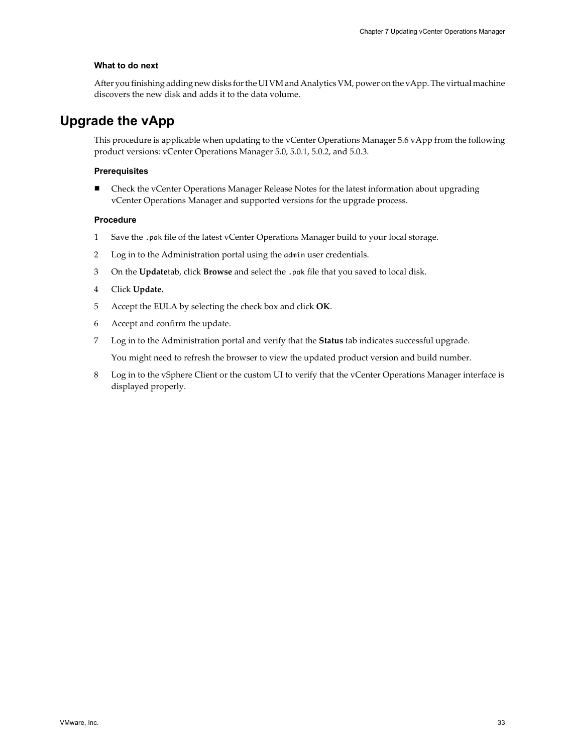#### What to do next

After you finishing adding new disks for the UI VM and Analytics VM, power on the vApp. The virtual machine discovers the new disk and adds it to the data volume.

## Upgrade the vApp

This procedure is applicable when updating to the vCenter Operations Manager 5.6 vApp from the following product versions: vCenter Operations Manager 5.0, 5.0.1, 5.0.2, and 5.0.3.

#### Prerequisites

- Check the vCenter Operations Manager Release Notes for the latest information about upgrading vCenter Operations Manager and supported versions for the upgrade process.

#### Procedure

1. Save the `.pak` file of the latest vCenter Operations Manager build to your local storage.
2. Log in to the Administration portal using the `admin` user credentials.
3. On the **Update**tab, click **Browse** and select the `.pak` file that you saved to local disk.
4. Click **Update.**
5. Accept the EULA by selecting the check box and click **OK**.
6. Accept and confirm the update.
7. Log in to the Administration portal and verify that the **Status** tab indicates successful upgrade.

   You might need to refresh the browser to view the updated product version and build number.
8. Log in to the vSphere Client or the custom UI to verify that the vCenter Operations Manager interface is displayed properly.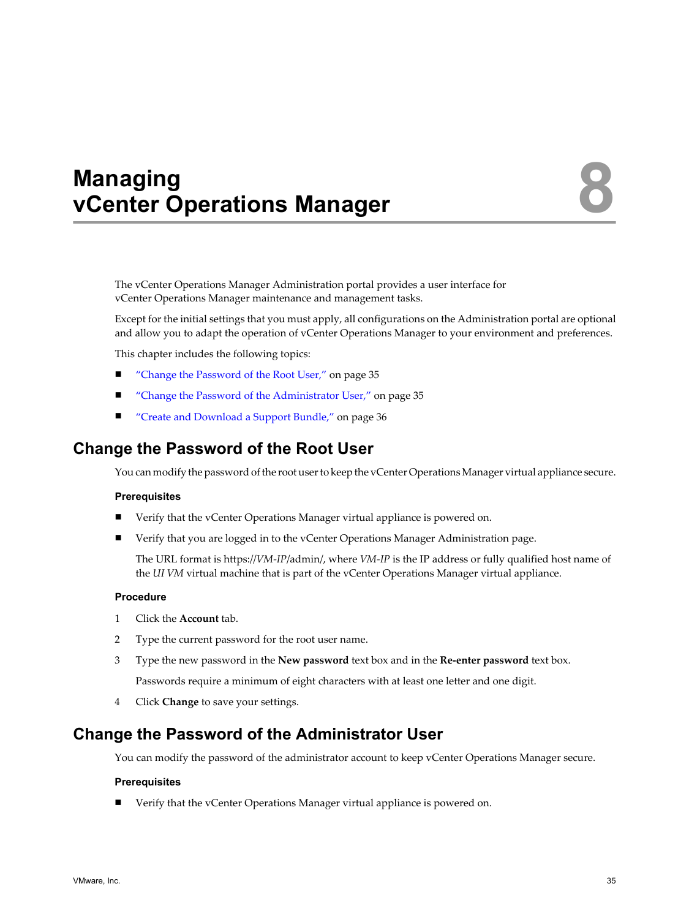# Managing vCenter Operations Manager

8

The vCenter Operations Manager Administration portal provides a user interface for vCenter Operations Manager maintenance and management tasks.

Except for the initial settings that you must apply, all configurations on the Administration portal are optional and allow you to adapt the operation of vCenter Operations Manager to your environment and preferences.

This chapter includes the following topics:

- "Change the Password of the Root User," on page 35
- "Change the Password of the Administrator User," on page 35
- "Create and Download a Support Bundle," on page 36

## Change the Password of the Root User

You can modify the password of the root user to keep the vCenter Operations Manager virtual appliance secure.

### Prerequisites

- Verify that the vCenter Operations Manager virtual appliance is powered on.
- Verify that you are logged in to the vCenter Operations Manager Administration page.

  The URL format is https://*VM-IP*/admin/, where *VM-IP* is the IP address or fully qualified host name of the *UI VM* virtual machine that is part of the vCenter Operations Manager virtual appliance.

### Procedure

1. Click the **Account** tab.
2. Type the current password for the root user name.
3. Type the new password in the **New password** text box and in the **Re-enter password** text box.

   Passwords require a minimum of eight characters with at least one letter and one digit.
4. Click **Change** to save your settings.

## Change the Password of the Administrator User

You can modify the password of the administrator account to keep vCenter Operations Manager secure.

### Prerequisites

- Verify that the vCenter Operations Manager virtual appliance is powered on.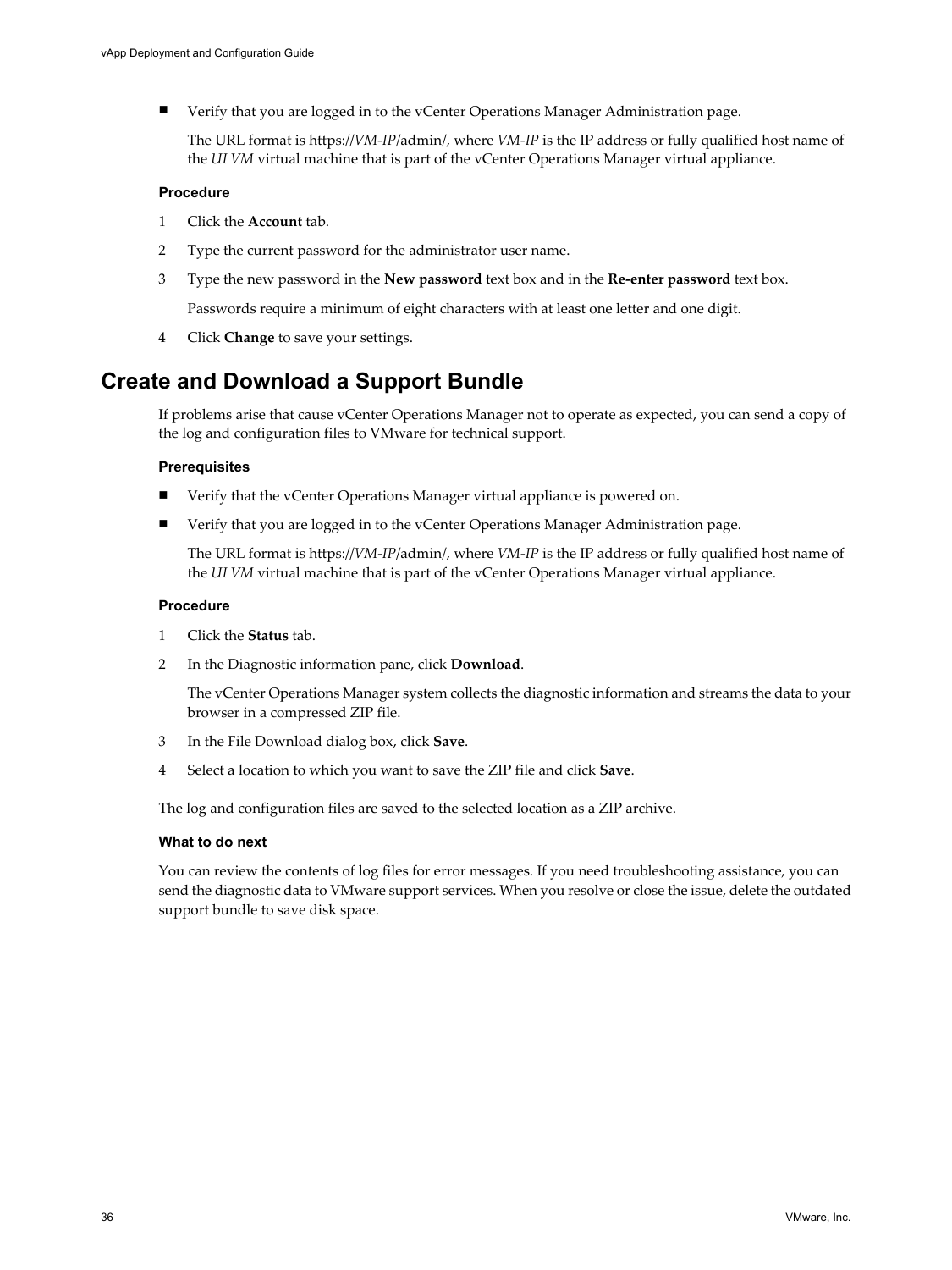- Verify that you are logged in to the vCenter Operations Manager Administration page.

  The URL format is https://*VM-IP*/admin/, where *VM-IP* is the IP address or fully qualified host name of the *UI VM* virtual machine that is part of the vCenter Operations Manager virtual appliance.

#### Procedure

1. Click the **Account** tab.
2. Type the current password for the administrator user name.
3. Type the new password in the **New password** text box and in the **Re-enter password** text box.

   Passwords require a minimum of eight characters with at least one letter and one digit.
4. Click **Change** to save your settings.

## Create and Download a Support Bundle

If problems arise that cause vCenter Operations Manager not to operate as expected, you can send a copy of the log and configuration files to VMware for technical support.

#### Prerequisites

- Verify that the vCenter Operations Manager virtual appliance is powered on.
- Verify that you are logged in to the vCenter Operations Manager Administration page.

  The URL format is https://*VM-IP*/admin/, where *VM-IP* is the IP address or fully qualified host name of the *UI VM* virtual machine that is part of the vCenter Operations Manager virtual appliance.

#### Procedure

1. Click the **Status** tab.
2. In the Diagnostic information pane, click **Download**.

   The vCenter Operations Manager system collects the diagnostic information and streams the data to your browser in a compressed ZIP file.
3. In the File Download dialog box, click **Save**.
4. Select a location to which you want to save the ZIP file and click **Save**.

The log and configuration files are saved to the selected location as a ZIP archive.

#### What to do next

You can review the contents of log files for error messages. If you need troubleshooting assistance, you can send the diagnostic data to VMware support services. When you resolve or close the issue, delete the outdated support bundle to save disk space.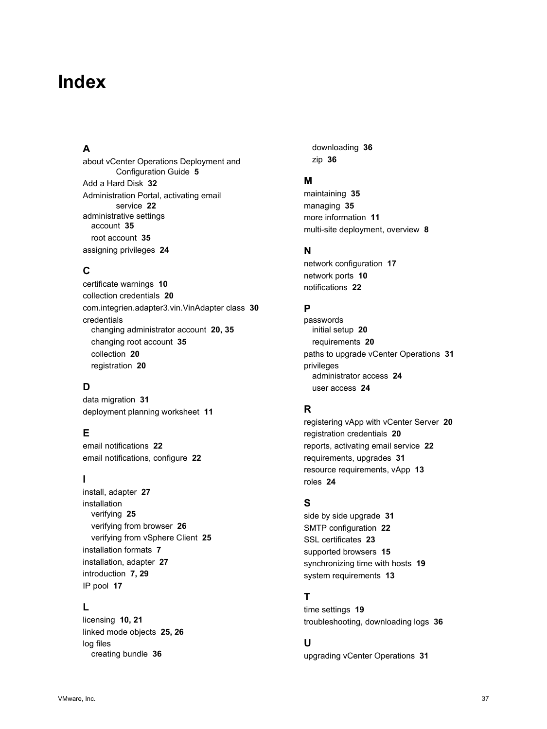# Index

## A

about vCenter Operations Deployment and Configuration Guide **5**
Add a Hard Disk **32**
Administration Portal, activating email service **22**
administrative settings
- account **35**
- root account **35**

assigning privileges **24**

## C

certificate warnings **10**
collection credentials **20**
com.integrien.adapter3.vin.VinAdapter class **30**
credentials
- changing administrator account **20, 35**
- changing root account **35**
- collection **20**
- registration **20**

## D

data migration **31**
deployment planning worksheet **11**

## E

email notifications **22**
email notifications, configure **22**

## I

install, adapter **27**
installation
- verifying **25**
- verifying from browser **26**
- verifying from vSphere Client **25**

installation formats **7**
installation, adapter **27**
introduction **7, 29**
IP pool **17**

## L

licensing **10, 21**
linked mode objects **25, 26**
log files
- creating bundle **36**
- downloading **36**
- zip **36**

## M

maintaining **35**
managing **35**
more information **11**
multi-site deployment, overview **8**

## N

network configuration **17**
network ports **10**
notifications **22**

## P

passwords
- initial setup **20**
- requirements **20**

paths to upgrade vCenter Operations **31**
privileges
- administrator access **24**
- user access **24**

## R

registering vApp with vCenter Server **20**
registration credentials **20**
reports, activating email service **22**
requirements, upgrades **31**
resource requirements, vApp **13**
roles **24**

## S

side by side upgrade **31**
SMTP configuration **22**
SSL certificates **23**
supported browsers **15**
synchronizing time with hosts **19**
system requirements **13**

## T

time settings **19**
troubleshooting, downloading logs **36**

## U

upgrading vCenter Operations **31**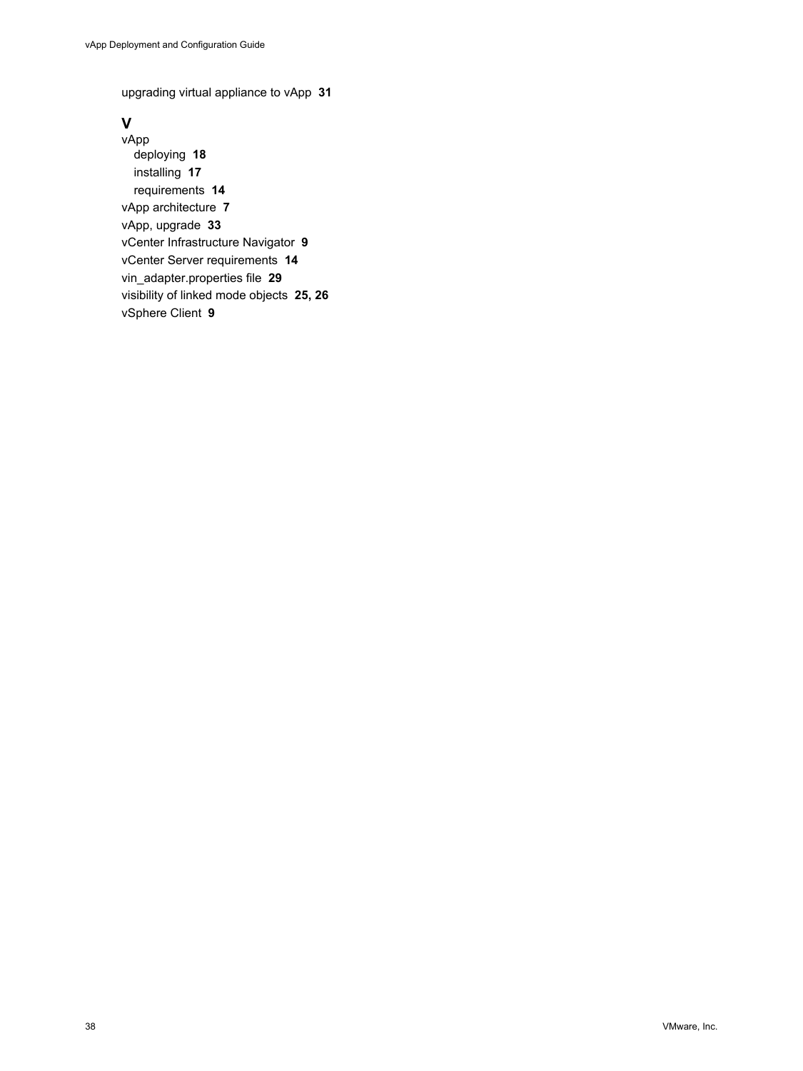upgrading virtual appliance to vApp **31**

## V

vApp
- deploying **18**
- installing **17**
- requirements **14**

vApp architecture **7**

vApp, upgrade **33**

vCenter Infrastructure Navigator **9**

vCenter Server requirements **14**

vin_adapter.properties file **29**

visibility of linked mode objects **25, 26**

vSphere Client **9**